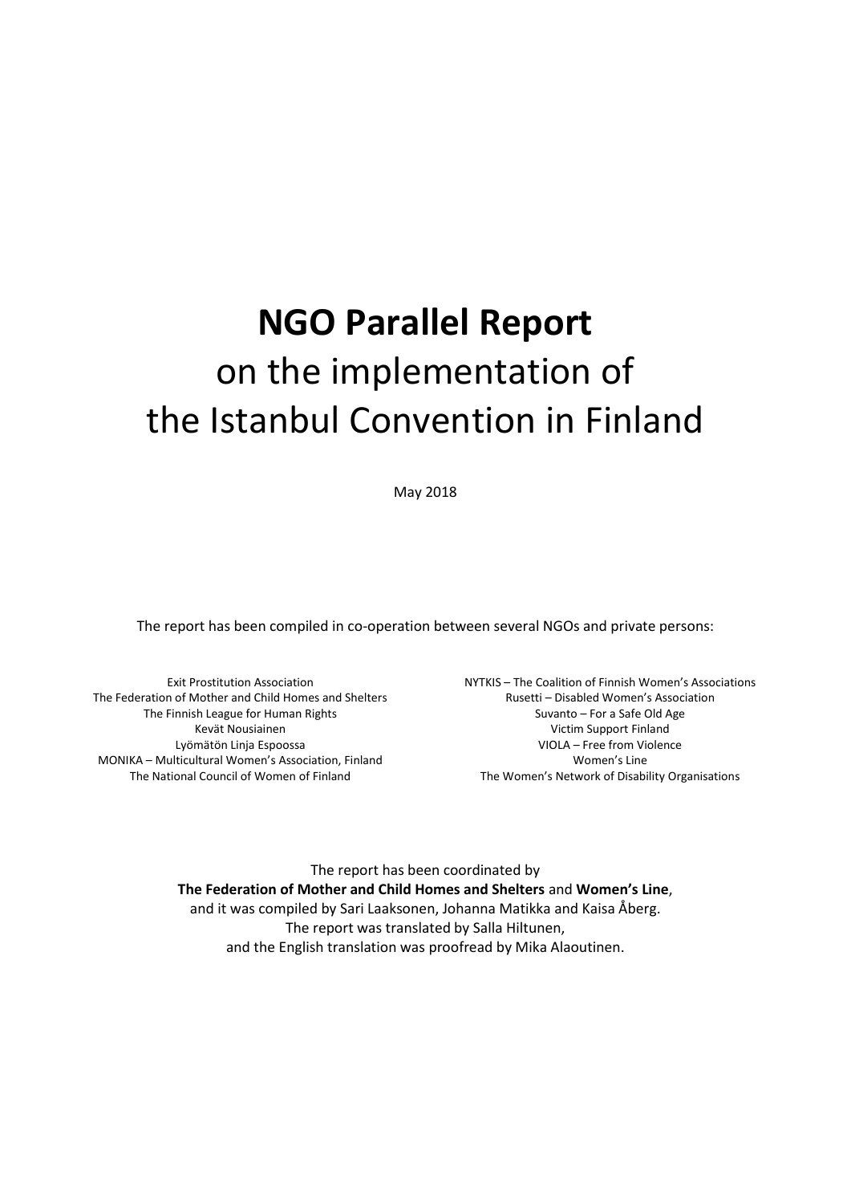# **NGO Parallel Report**
# on the implementation of the Istanbul Convention in Finland

May 2018

The report has been compiled in co-operation between several NGOs and private persons:

Exit Prostitution Association
The Federation of Mother and Child Homes and Shelters
The Finnish League for Human Rights
Kevät Nousiainen
Lyömätön Linja Espoossa
MONIKA – Multicultural Women's Association, Finland
The National Council of Women of Finland
NYTKIS – The Coalition of Finnish Women's Associations
Rusetti – Disabled Women's Association
Suvanto – For a Safe Old Age
Victim Support Finland
VIOLA – Free from Violence
Women's Line
The Women's Network of Disability Organisations

The report has been coordinated by
**The Federation of Mother and Child Homes and Shelters** and **Women's Line**,
and it was compiled by Sari Laaksonen, Johanna Matikka and Kaisa Åberg.
The report was translated by Salla Hiltunen,
and the English translation was proofread by Mika Alaoutinen.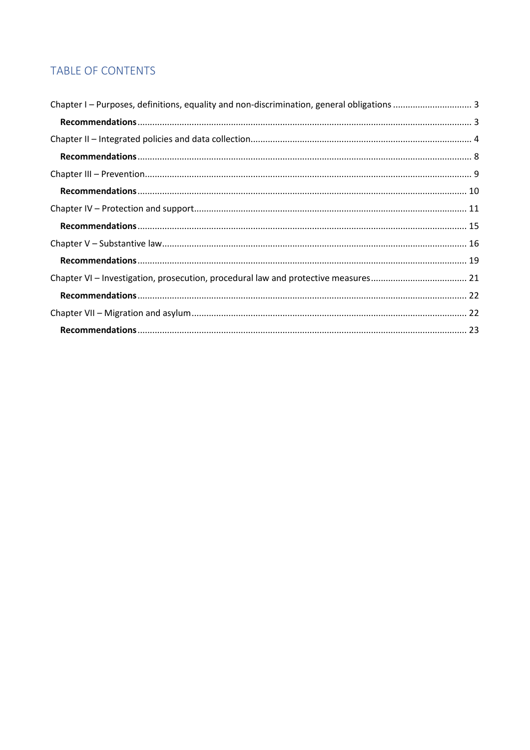# TABLE OF CONTENTS

Chapter I – Purposes, definitions, equality and non-discrimination, general obligations ................................ 3

**Recommendations** ........................................................................................................................ 3

Chapter II – Integrated policies and data collection ........................................................................... 4

**Recommendations** ........................................................................................................................ 8

Chapter III – Prevention ...................................................................................................................... 9

**Recommendations** ........................................................................................................................ 10

Chapter IV – Protection and support ................................................................................................. 11

**Recommendations** ........................................................................................................................ 15

Chapter V – Substantive law ............................................................................................................. 16

**Recommendations** ........................................................................................................................ 19

Chapter VI – Investigation, prosecution, procedural law and protective measures ........................ 21

**Recommendations** ........................................................................................................................ 22

Chapter VII – Migration and asylum ................................................................................................. 22

**Recommendations** ........................................................................................................................ 23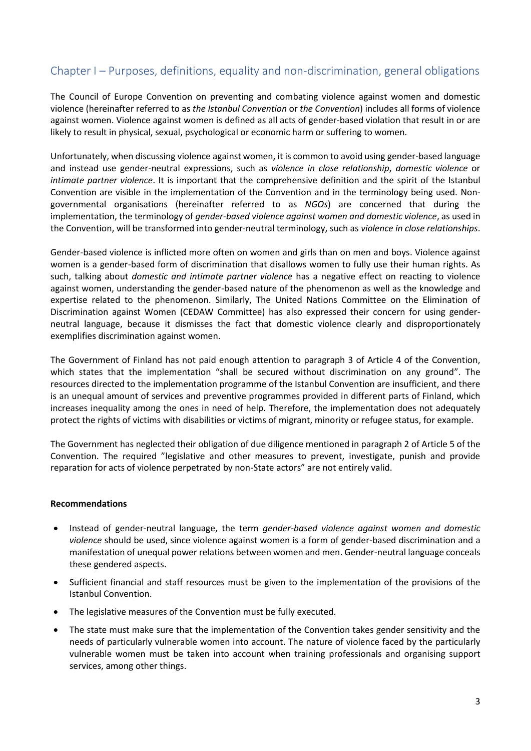## Chapter I – Purposes, definitions, equality and non-discrimination, general obligations

The Council of Europe Convention on preventing and combating violence against women and domestic violence (hereinafter referred to as *the Istanbul Convention* or *the Convention*) includes all forms of violence against women. Violence against women is defined as all acts of gender-based violation that result in or are likely to result in physical, sexual, psychological or economic harm or suffering to women.

Unfortunately, when discussing violence against women, it is common to avoid using gender-based language and instead use gender-neutral expressions, such as *violence in close relationship*, *domestic violence* or *intimate partner violence*. It is important that the comprehensive definition and the spirit of the Istanbul Convention are visible in the implementation of the Convention and in the terminology being used. Non-governmental organisations (hereinafter referred to as *NGOs*) are concerned that during the implementation, the terminology of *gender-based violence against women and domestic violence*, as used in the Convention, will be transformed into gender-neutral terminology, such as *violence in close relationships*.

Gender-based violence is inflicted more often on women and girls than on men and boys. Violence against women is a gender-based form of discrimination that disallows women to fully use their human rights. As such, talking about *domestic and intimate partner violence* has a negative effect on reacting to violence against women, understanding the gender-based nature of the phenomenon as well as the knowledge and expertise related to the phenomenon. Similarly, The United Nations Committee on the Elimination of Discrimination against Women (CEDAW Committee) has also expressed their concern for using gender-neutral language, because it dismisses the fact that domestic violence clearly and disproportionately exemplifies discrimination against women.

The Government of Finland has not paid enough attention to paragraph 3 of Article 4 of the Convention, which states that the implementation "shall be secured without discrimination on any ground". The resources directed to the implementation programme of the Istanbul Convention are insufficient, and there is an unequal amount of services and preventive programmes provided in different parts of Finland, which increases inequality among the ones in need of help. Therefore, the implementation does not adequately protect the rights of victims with disabilities or victims of migrant, minority or refugee status, for example.

The Government has neglected their obligation of due diligence mentioned in paragraph 2 of Article 5 of the Convention. The required "legislative and other measures to prevent, investigate, punish and provide reparation for acts of violence perpetrated by non-State actors" are not entirely valid.

**Recommendations**

- Instead of gender-neutral language, the term *gender-based violence against women and domestic violence* should be used, since violence against women is a form of gender-based discrimination and a manifestation of unequal power relations between women and men. Gender-neutral language conceals these gendered aspects.
- Sufficient financial and staff resources must be given to the implementation of the provisions of the Istanbul Convention.
- The legislative measures of the Convention must be fully executed.
- The state must make sure that the implementation of the Convention takes gender sensitivity and the needs of particularly vulnerable women into account. The nature of violence faced by the particularly vulnerable women must be taken into account when training professionals and organising support services, among other things.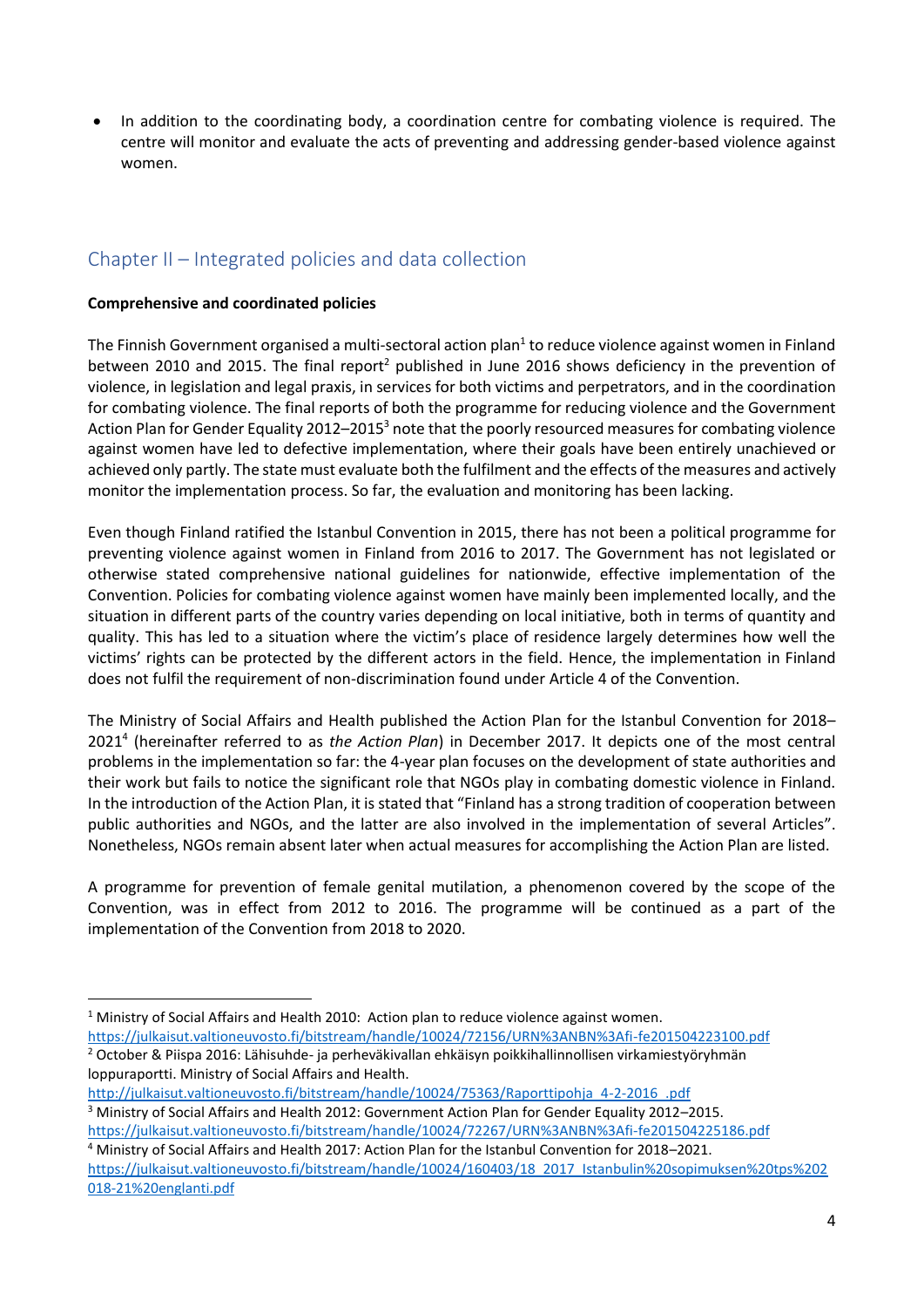- In addition to the coordinating body, a coordination centre for combating violence is required. The centre will monitor and evaluate the acts of preventing and addressing gender-based violence against women.

## Chapter II – Integrated policies and data collection

**Comprehensive and coordinated policies**

The Finnish Government organised a multi-sectoral action plan[1] to reduce violence against women in Finland between 2010 and 2015. The final report[2] published in June 2016 shows deficiency in the prevention of violence, in legislation and legal praxis, in services for both victims and perpetrators, and in the coordination for combating violence. The final reports of both the programme for reducing violence and the Government Action Plan for Gender Equality 2012–2015[3] note that the poorly resourced measures for combating violence against women have led to defective implementation, where their goals have been entirely unachieved or achieved only partly. The state must evaluate both the fulfilment and the effects of the measures and actively monitor the implementation process. So far, the evaluation and monitoring has been lacking.

Even though Finland ratified the Istanbul Convention in 2015, there has not been a political programme for preventing violence against women in Finland from 2016 to 2017. The Government has not legislated or otherwise stated comprehensive national guidelines for nationwide, effective implementation of the Convention. Policies for combating violence against women have mainly been implemented locally, and the situation in different parts of the country varies depending on local initiative, both in terms of quantity and quality. This has led to a situation where the victim's place of residence largely determines how well the victims' rights can be protected by the different actors in the field. Hence, the implementation in Finland does not fulfil the requirement of non-discrimination found under Article 4 of the Convention.

The Ministry of Social Affairs and Health published the Action Plan for the Istanbul Convention for 2018–2021[4] (hereinafter referred to as *the Action Plan*) in December 2017. It depicts one of the most central problems in the implementation so far: the 4-year plan focuses on the development of state authorities and their work but fails to notice the significant role that NGOs play in combating domestic violence in Finland. In the introduction of the Action Plan, it is stated that "Finland has a strong tradition of cooperation between public authorities and NGOs, and the latter are also involved in the implementation of several Articles". Nonetheless, NGOs remain absent later when actual measures for accomplishing the Action Plan are listed.

A programme for prevention of female genital mutilation, a phenomenon covered by the scope of the Convention, was in effect from 2012 to 2016. The programme will be continued as a part of the implementation of the Convention from 2018 to 2020.

---

[1] Ministry of Social Affairs and Health 2010: Action plan to reduce violence against women. https://julkaisut.valtioneuvosto.fi/bitstream/handle/10024/72156/URN%3ANBN%3Afi-fe201504223100.pdf

[2] October & Piispa 2016: Lähisuhde- ja perheväkivallan ehkäisyn poikkihallinnollisen virkamiestyöryhmän loppuraportti. Ministry of Social Affairs and Health. http://julkaisut.valtioneuvosto.fi/bitstream/handle/10024/75363/Raporttipohja_4-2-2016_.pdf

[3] Ministry of Social Affairs and Health 2012: Government Action Plan for Gender Equality 2012–2015. https://julkaisut.valtioneuvosto.fi/bitstream/handle/10024/72267/URN%3ANBN%3Afi-fe201504225186.pdf

[4] Ministry of Social Affairs and Health 2017: Action Plan for the Istanbul Convention for 2018–2021. https://julkaisut.valtioneuvosto.fi/bitstream/handle/10024/160403/18_2017_Istanbulin%20sopimuksen%20tps%202018-21%20englanti.pdf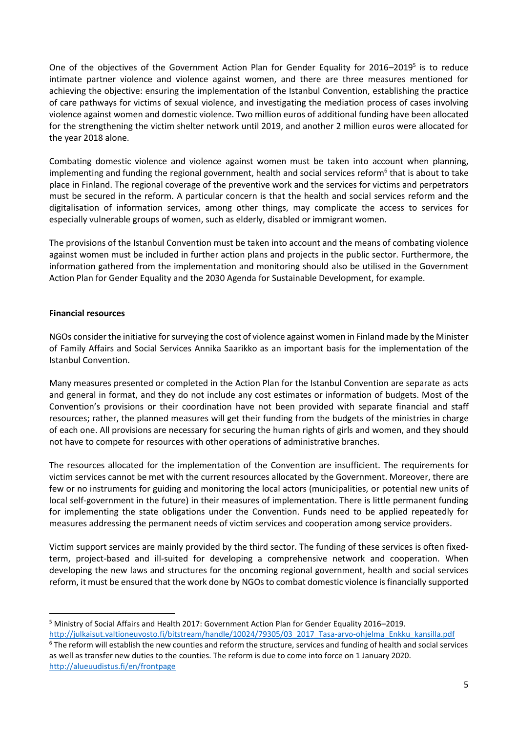One of the objectives of the Government Action Plan for Gender Equality for 2016–2019[5] is to reduce intimate partner violence and violence against women, and there are three measures mentioned for achieving the objective: ensuring the implementation of the Istanbul Convention, establishing the practice of care pathways for victims of sexual violence, and investigating the mediation process of cases involving violence against women and domestic violence. Two million euros of additional funding have been allocated for the strengthening the victim shelter network until 2019, and another 2 million euros were allocated for the year 2018 alone.

Combating domestic violence and violence against women must be taken into account when planning, implementing and funding the regional government, health and social services reform[6] that is about to take place in Finland. The regional coverage of the preventive work and the services for victims and perpetrators must be secured in the reform. A particular concern is that the health and social services reform and the digitalisation of information services, among other things, may complicate the access to services for especially vulnerable groups of women, such as elderly, disabled or immigrant women.

The provisions of the Istanbul Convention must be taken into account and the means of combating violence against women must be included in further action plans and projects in the public sector. Furthermore, the information gathered from the implementation and monitoring should also be utilised in the Government Action Plan for Gender Equality and the 2030 Agenda for Sustainable Development, for example.

**Financial resources**

NGOs consider the initiative for surveying the cost of violence against women in Finland made by the Minister of Family Affairs and Social Services Annika Saarikko as an important basis for the implementation of the Istanbul Convention.

Many measures presented or completed in the Action Plan for the Istanbul Convention are separate as acts and general in format, and they do not include any cost estimates or information of budgets. Most of the Convention's provisions or their coordination have not been provided with separate financial and staff resources; rather, the planned measures will get their funding from the budgets of the ministries in charge of each one. All provisions are necessary for securing the human rights of girls and women, and they should not have to compete for resources with other operations of administrative branches.

The resources allocated for the implementation of the Convention are insufficient. The requirements for victim services cannot be met with the current resources allocated by the Government. Moreover, there are few or no instruments for guiding and monitoring the local actors (municipalities, or potential new units of local self-government in the future) in their measures of implementation. There is little permanent funding for implementing the state obligations under the Convention. Funds need to be applied repeatedly for measures addressing the permanent needs of victim services and cooperation among service providers.

Victim support services are mainly provided by the third sector. The funding of these services is often fixed-term, project-based and ill-suited for developing a comprehensive network and cooperation. When developing the new laws and structures for the oncoming regional government, health and social services reform, it must be ensured that the work done by NGOs to combat domestic violence is financially supported

---

[5] Ministry of Social Affairs and Health 2017: Government Action Plan for Gender Equality 2016–2019. http://julkaisut.valtioneuvosto.fi/bitstream/handle/10024/79305/03_2017_Tasa-arvo-ohjelma_Enkku_kansilla.pdf

[6] The reform will establish the new counties and reform the structure, services and funding of health and social services as well as transfer new duties to the counties. The reform is due to come into force on 1 January 2020. http://alueuudistus.fi/en/frontpage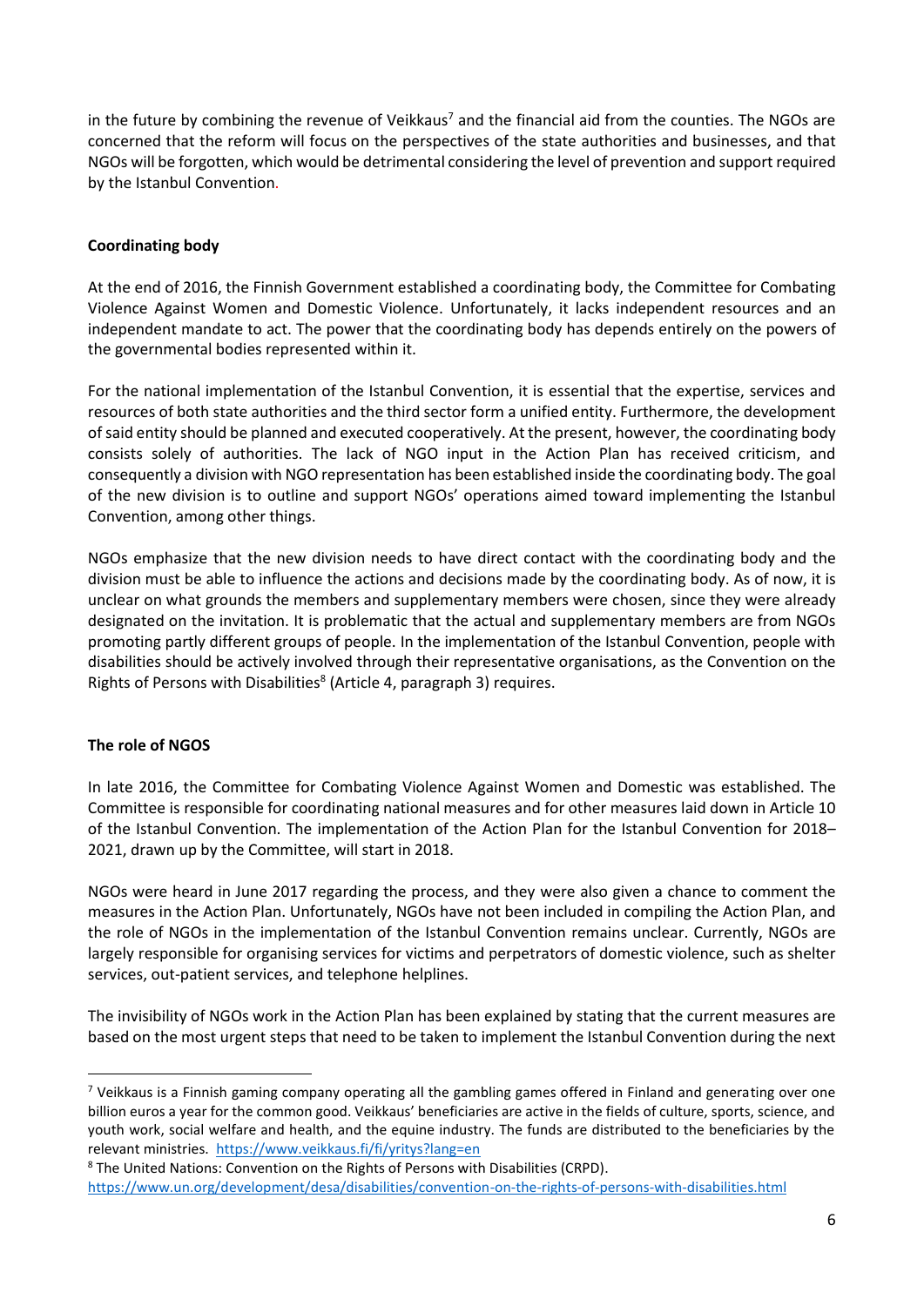in the future by combining the revenue of Veikkaus[7] and the financial aid from the counties. The NGOs are concerned that the reform will focus on the perspectives of the state authorities and businesses, and that NGOs will be forgotten, which would be detrimental considering the level of prevention and support required by the Istanbul Convention.

**Coordinating body**

At the end of 2016, the Finnish Government established a coordinating body, the Committee for Combating Violence Against Women and Domestic Violence. Unfortunately, it lacks independent resources and an independent mandate to act. The power that the coordinating body has depends entirely on the powers of the governmental bodies represented within it.

For the national implementation of the Istanbul Convention, it is essential that the expertise, services and resources of both state authorities and the third sector form a unified entity. Furthermore, the development of said entity should be planned and executed cooperatively. At the present, however, the coordinating body consists solely of authorities. The lack of NGO input in the Action Plan has received criticism, and consequently a division with NGO representation has been established inside the coordinating body. The goal of the new division is to outline and support NGOs' operations aimed toward implementing the Istanbul Convention, among other things.

NGOs emphasize that the new division needs to have direct contact with the coordinating body and the division must be able to influence the actions and decisions made by the coordinating body. As of now, it is unclear on what grounds the members and supplementary members were chosen, since they were already designated on the invitation. It is problematic that the actual and supplementary members are from NGOs promoting partly different groups of people. In the implementation of the Istanbul Convention, people with disabilities should be actively involved through their representative organisations, as the Convention on the Rights of Persons with Disabilities[8] (Article 4, paragraph 3) requires.

**The role of NGOS**

In late 2016, the Committee for Combating Violence Against Women and Domestic was established. The Committee is responsible for coordinating national measures and for other measures laid down in Article 10 of the Istanbul Convention. The implementation of the Action Plan for the Istanbul Convention for 2018–2021, drawn up by the Committee, will start in 2018.

NGOs were heard in June 2017 regarding the process, and they were also given a chance to comment the measures in the Action Plan. Unfortunately, NGOs have not been included in compiling the Action Plan, and the role of NGOs in the implementation of the Istanbul Convention remains unclear. Currently, NGOs are largely responsible for organising services for victims and perpetrators of domestic violence, such as shelter services, out-patient services, and telephone helplines.

The invisibility of NGOs work in the Action Plan has been explained by stating that the current measures are based on the most urgent steps that need to be taken to implement the Istanbul Convention during the next

---

[7] Veikkaus is a Finnish gaming company operating all the gambling games offered in Finland and generating over one billion euros a year for the common good. Veikkaus' beneficiaries are active in the fields of culture, sports, science, and youth work, social welfare and health, and the equine industry. The funds are distributed to the beneficiaries by the relevant ministries. https://www.veikkaus.fi/fi/yritys?lang=en

[8] The United Nations: Convention on the Rights of Persons with Disabilities (CRPD). https://www.un.org/development/desa/disabilities/convention-on-the-rights-of-persons-with-disabilities.html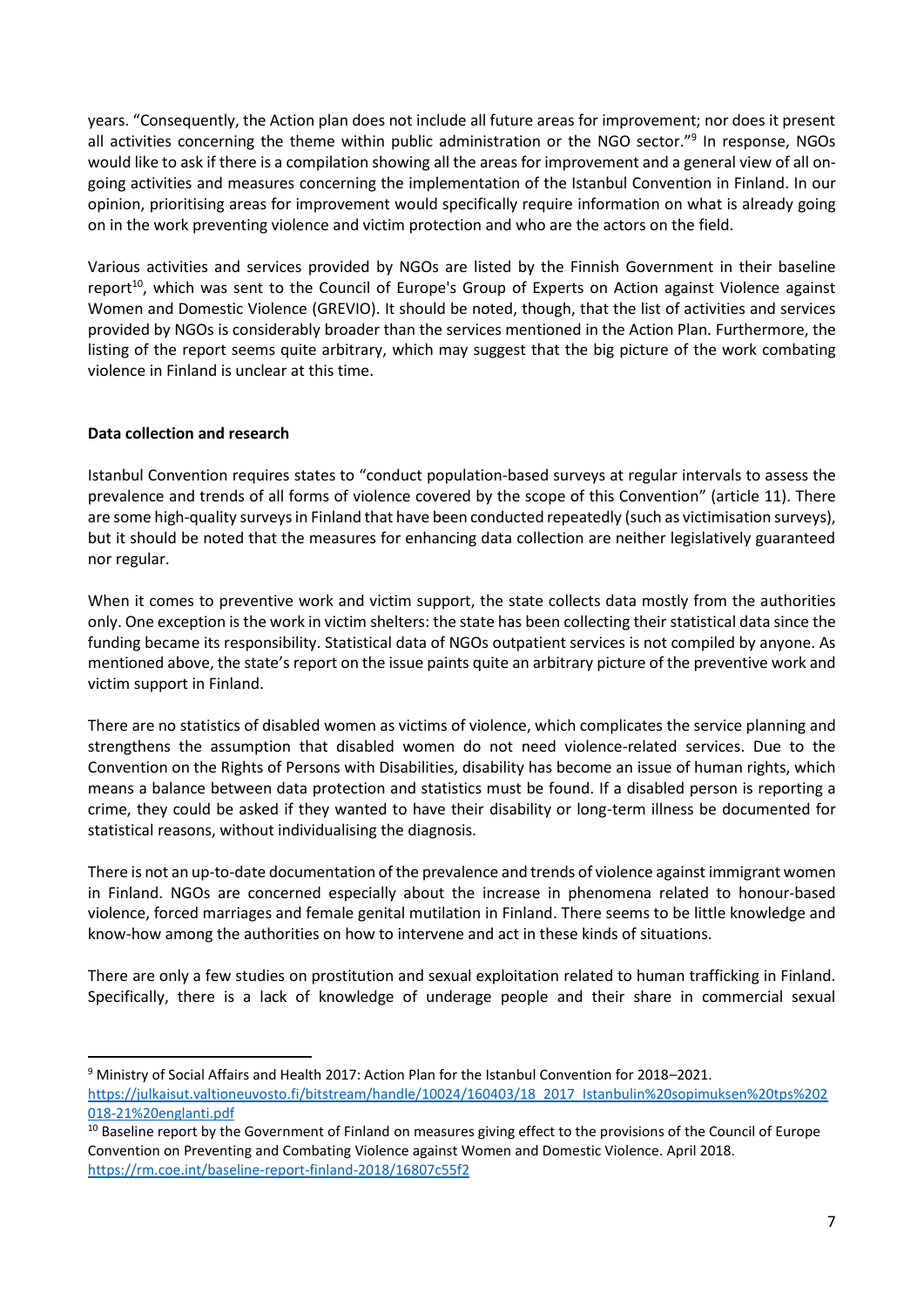years. “Consequently, the Action plan does not include all future areas for improvement; nor does it present all activities concerning the theme within public administration or the NGO sector.”[9] In response, NGOs would like to ask if there is a compilation showing all the areas for improvement and a general view of all on-going activities and measures concerning the implementation of the Istanbul Convention in Finland. In our opinion, prioritising areas for improvement would specifically require information on what is already going on in the work preventing violence and victim protection and who are the actors on the field.

Various activities and services provided by NGOs are listed by the Finnish Government in their baseline report[10], which was sent to the Council of Europe's Group of Experts on Action against Violence against Women and Domestic Violence (GREVIO). It should be noted, though, that the list of activities and services provided by NGOs is considerably broader than the services mentioned in the Action Plan. Furthermore, the listing of the report seems quite arbitrary, which may suggest that the big picture of the work combating violence in Finland is unclear at this time.

**Data collection and research**

Istanbul Convention requires states to “conduct population-based surveys at regular intervals to assess the prevalence and trends of all forms of violence covered by the scope of this Convention” (article 11). There are some high-quality surveys in Finland that have been conducted repeatedly (such as victimisation surveys), but it should be noted that the measures for enhancing data collection are neither legislatively guaranteed nor regular.

When it comes to preventive work and victim support, the state collects data mostly from the authorities only. One exception is the work in victim shelters: the state has been collecting their statistical data since the funding became its responsibility. Statistical data of NGOs outpatient services is not compiled by anyone. As mentioned above, the state’s report on the issue paints quite an arbitrary picture of the preventive work and victim support in Finland.

There are no statistics of disabled women as victims of violence, which complicates the service planning and strengthens the assumption that disabled women do not need violence-related services. Due to the Convention on the Rights of Persons with Disabilities, disability has become an issue of human rights, which means a balance between data protection and statistics must be found. If a disabled person is reporting a crime, they could be asked if they wanted to have their disability or long-term illness be documented for statistical reasons, without individualising the diagnosis.

There is not an up-to-date documentation of the prevalence and trends of violence against immigrant women in Finland. NGOs are concerned especially about the increase in phenomena related to honour-based violence, forced marriages and female genital mutilation in Finland. There seems to be little knowledge and know-how among the authorities on how to intervene and act in these kinds of situations.

There are only a few studies on prostitution and sexual exploitation related to human trafficking in Finland. Specifically, there is a lack of knowledge of underage people and their share in commercial sexual

---

[9] Ministry of Social Affairs and Health 2017: Action Plan for the Istanbul Convention for 2018–2021. https://julkaisut.valtioneuvosto.fi/bitstream/handle/10024/160403/18_2017_Istanbulin%20sopimuksen%20tps%202018-21%20englanti.pdf

[10] Baseline report by the Government of Finland on measures giving effect to the provisions of the Council of Europe Convention on Preventing and Combating Violence against Women and Domestic Violence. April 2018. https://rm.coe.int/baseline-report-finland-2018/16807c55f2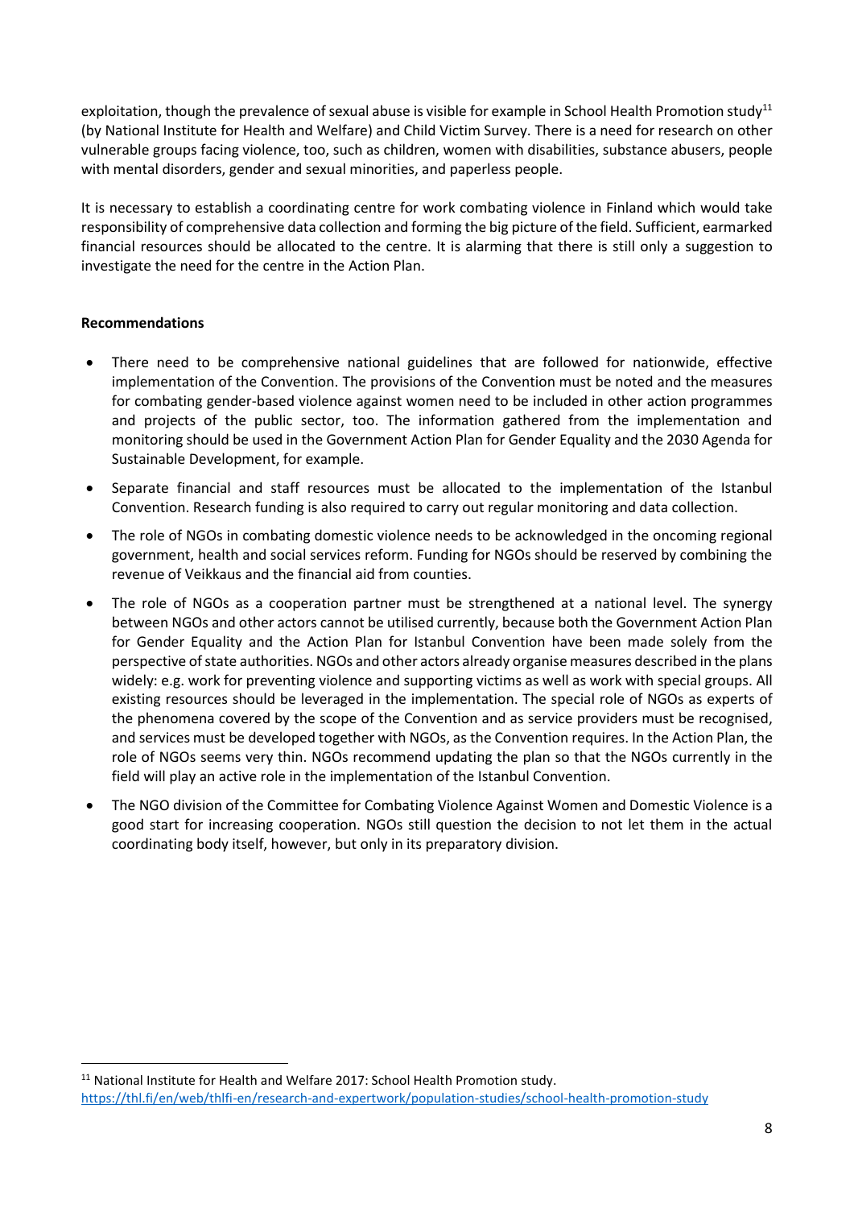exploitation, though the prevalence of sexual abuse is visible for example in School Health Promotion study[11] (by National Institute for Health and Welfare) and Child Victim Survey. There is a need for research on other vulnerable groups facing violence, too, such as children, women with disabilities, substance abusers, people with mental disorders, gender and sexual minorities, and paperless people.

It is necessary to establish a coordinating centre for work combating violence in Finland which would take responsibility of comprehensive data collection and forming the big picture of the field. Sufficient, earmarked financial resources should be allocated to the centre. It is alarming that there is still only a suggestion to investigate the need for the centre in the Action Plan.

**Recommendations**

- There need to be comprehensive national guidelines that are followed for nationwide, effective implementation of the Convention. The provisions of the Convention must be noted and the measures for combating gender-based violence against women need to be included in other action programmes and projects of the public sector, too. The information gathered from the implementation and monitoring should be used in the Government Action Plan for Gender Equality and the 2030 Agenda for Sustainable Development, for example.
- Separate financial and staff resources must be allocated to the implementation of the Istanbul Convention. Research funding is also required to carry out regular monitoring and data collection.
- The role of NGOs in combating domestic violence needs to be acknowledged in the oncoming regional government, health and social services reform. Funding for NGOs should be reserved by combining the revenue of Veikkaus and the financial aid from counties.
- The role of NGOs as a cooperation partner must be strengthened at a national level. The synergy between NGOs and other actors cannot be utilised currently, because both the Government Action Plan for Gender Equality and the Action Plan for Istanbul Convention have been made solely from the perspective of state authorities. NGOs and other actors already organise measures described in the plans widely: e.g. work for preventing violence and supporting victims as well as work with special groups. All existing resources should be leveraged in the implementation. The special role of NGOs as experts of the phenomena covered by the scope of the Convention and as service providers must be recognised, and services must be developed together with NGOs, as the Convention requires. In the Action Plan, the role of NGOs seems very thin. NGOs recommend updating the plan so that the NGOs currently in the field will play an active role in the implementation of the Istanbul Convention.
- The NGO division of the Committee for Combating Violence Against Women and Domestic Violence is a good start for increasing cooperation. NGOs still question the decision to not let them in the actual coordinating body itself, however, but only in its preparatory division.

[11] National Institute for Health and Welfare 2017: School Health Promotion study. https://thl.fi/en/web/thlfi-en/research-and-expertwork/population-studies/school-health-promotion-study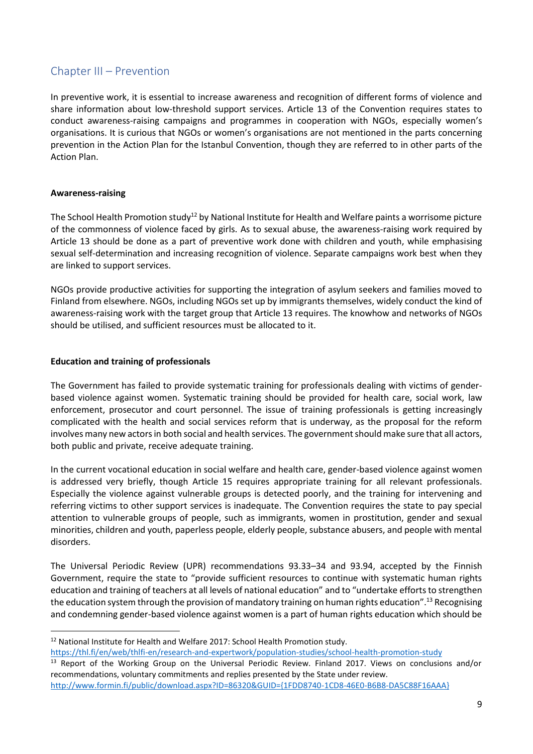## Chapter III – Prevention

In preventive work, it is essential to increase awareness and recognition of different forms of violence and share information about low-threshold support services. Article 13 of the Convention requires states to conduct awareness-raising campaigns and programmes in cooperation with NGOs, especially women's organisations. It is curious that NGOs or women's organisations are not mentioned in the parts concerning prevention in the Action Plan for the Istanbul Convention, though they are referred to in other parts of the Action Plan.

**Awareness-raising**

The School Health Promotion study[12] by National Institute for Health and Welfare paints a worrisome picture of the commonness of violence faced by girls. As to sexual abuse, the awareness-raising work required by Article 13 should be done as a part of preventive work done with children and youth, while emphasising sexual self-determination and increasing recognition of violence. Separate campaigns work best when they are linked to support services.

NGOs provide productive activities for supporting the integration of asylum seekers and families moved to Finland from elsewhere. NGOs, including NGOs set up by immigrants themselves, widely conduct the kind of awareness-raising work with the target group that Article 13 requires. The knowhow and networks of NGOs should be utilised, and sufficient resources must be allocated to it.

**Education and training of professionals**

The Government has failed to provide systematic training for professionals dealing with victims of gender-based violence against women. Systematic training should be provided for health care, social work, law enforcement, prosecutor and court personnel. The issue of training professionals is getting increasingly complicated with the health and social services reform that is underway, as the proposal for the reform involves many new actors in both social and health services. The government should make sure that all actors, both public and private, receive adequate training.

In the current vocational education in social welfare and health care, gender-based violence against women is addressed very briefly, though Article 15 requires appropriate training for all relevant professionals. Especially the violence against vulnerable groups is detected poorly, and the training for intervening and referring victims to other support services is inadequate. The Convention requires the state to pay special attention to vulnerable groups of people, such as immigrants, women in prostitution, gender and sexual minorities, children and youth, paperless people, elderly people, substance abusers, and people with mental disorders.

The Universal Periodic Review (UPR) recommendations 93.33–34 and 93.94, accepted by the Finnish Government, require the state to "provide sufficient resources to continue with systematic human rights education and training of teachers at all levels of national education" and to "undertake efforts to strengthen the education system through the provision of mandatory training on human rights education".[13] Recognising and condemning gender-based violence against women is a part of human rights education which should be

---

[12] National Institute for Health and Welfare 2017: School Health Promotion study. https://thl.fi/en/web/thlfi-en/research-and-expertwork/population-studies/school-health-promotion-study

[13] Report of the Working Group on the Universal Periodic Review. Finland 2017. Views on conclusions and/or recommendations, voluntary commitments and replies presented by the State under review. http://www.formin.fi/public/download.aspx?ID=86320&GUID={1FDD8740-1CD8-46E0-B6B8-DA5C88F16AAA}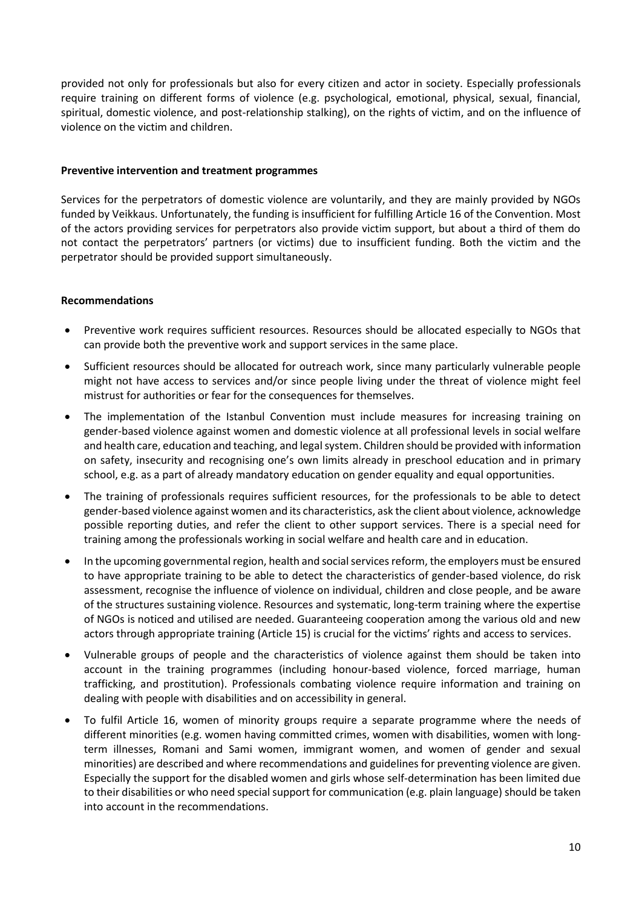provided not only for professionals but also for every citizen and actor in society. Especially professionals require training on different forms of violence (e.g. psychological, emotional, physical, sexual, financial, spiritual, domestic violence, and post-relationship stalking), on the rights of victim, and on the influence of violence on the victim and children.

**Preventive intervention and treatment programmes**

Services for the perpetrators of domestic violence are voluntarily, and they are mainly provided by NGOs funded by Veikkaus. Unfortunately, the funding is insufficient for fulfilling Article 16 of the Convention. Most of the actors providing services for perpetrators also provide victim support, but about a third of them do not contact the perpetrators' partners (or victims) due to insufficient funding. Both the victim and the perpetrator should be provided support simultaneously.

**Recommendations**

- Preventive work requires sufficient resources. Resources should be allocated especially to NGOs that can provide both the preventive work and support services in the same place.
- Sufficient resources should be allocated for outreach work, since many particularly vulnerable people might not have access to services and/or since people living under the threat of violence might feel mistrust for authorities or fear for the consequences for themselves.
- The implementation of the Istanbul Convention must include measures for increasing training on gender-based violence against women and domestic violence at all professional levels in social welfare and health care, education and teaching, and legal system. Children should be provided with information on safety, insecurity and recognising one's own limits already in preschool education and in primary school, e.g. as a part of already mandatory education on gender equality and equal opportunities.
- The training of professionals requires sufficient resources, for the professionals to be able to detect gender-based violence against women and its characteristics, ask the client about violence, acknowledge possible reporting duties, and refer the client to other support services. There is a special need for training among the professionals working in social welfare and health care and in education.
- In the upcoming governmental region, health and social services reform, the employers must be ensured to have appropriate training to be able to detect the characteristics of gender-based violence, do risk assessment, recognise the influence of violence on individual, children and close people, and be aware of the structures sustaining violence. Resources and systematic, long-term training where the expertise of NGOs is noticed and utilised are needed. Guaranteeing cooperation among the various old and new actors through appropriate training (Article 15) is crucial for the victims' rights and access to services.
- Vulnerable groups of people and the characteristics of violence against them should be taken into account in the training programmes (including honour-based violence, forced marriage, human trafficking, and prostitution). Professionals combating violence require information and training on dealing with people with disabilities and on accessibility in general.
- To fulfil Article 16, women of minority groups require a separate programme where the needs of different minorities (e.g. women having committed crimes, women with disabilities, women with long-term illnesses, Romani and Sami women, immigrant women, and women of gender and sexual minorities) are described and where recommendations and guidelines for preventing violence are given. Especially the support for the disabled women and girls whose self-determination has been limited due to their disabilities or who need special support for communication (e.g. plain language) should be taken into account in the recommendations.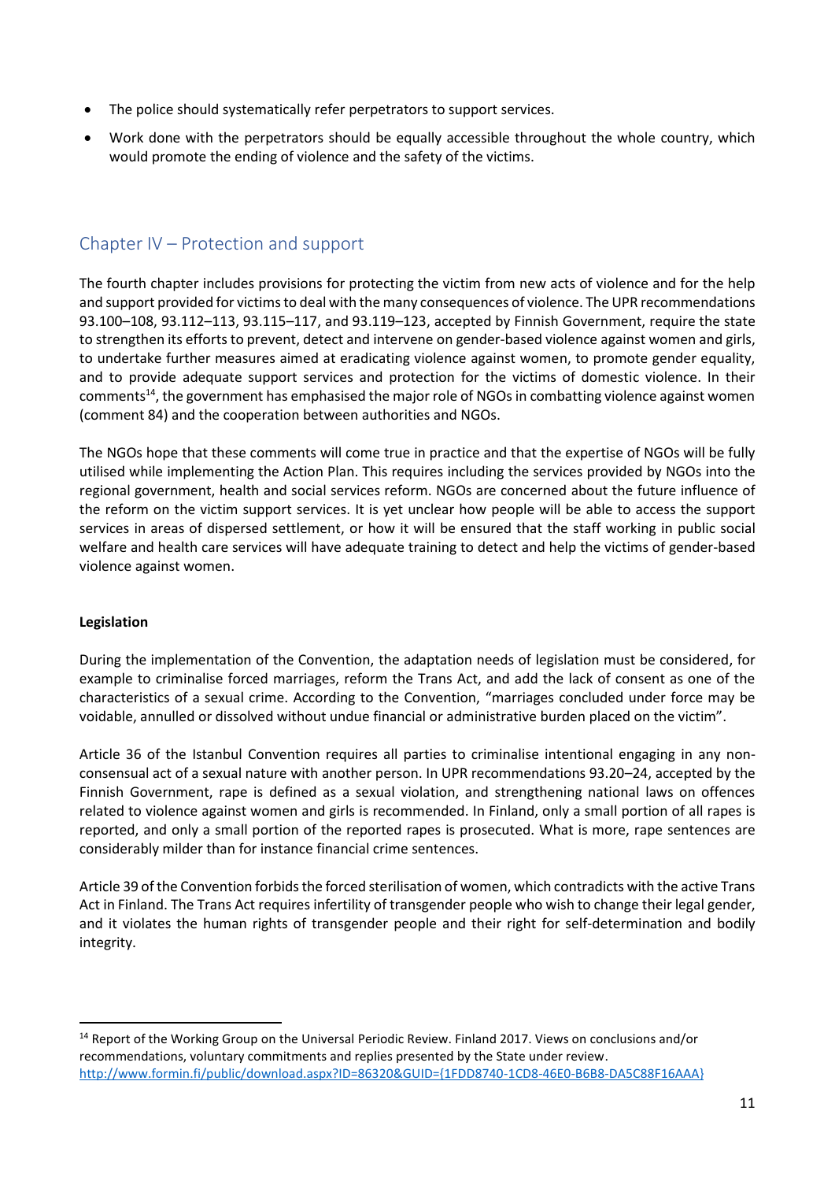- The police should systematically refer perpetrators to support services.
- Work done with the perpetrators should be equally accessible throughout the whole country, which would promote the ending of violence and the safety of the victims.

## Chapter IV – Protection and support

The fourth chapter includes provisions for protecting the victim from new acts of violence and for the help and support provided for victims to deal with the many consequences of violence. The UPR recommendations 93.100–108, 93.112–113, 93.115–117, and 93.119–123, accepted by Finnish Government, require the state to strengthen its efforts to prevent, detect and intervene on gender-based violence against women and girls, to undertake further measures aimed at eradicating violence against women, to promote gender equality, and to provide adequate support services and protection for the victims of domestic violence. In their comments[14], the government has emphasised the major role of NGOs in combatting violence against women (comment 84) and the cooperation between authorities and NGOs.

The NGOs hope that these comments will come true in practice and that the expertise of NGOs will be fully utilised while implementing the Action Plan. This requires including the services provided by NGOs into the regional government, health and social services reform. NGOs are concerned about the future influence of the reform on the victim support services. It is yet unclear how people will be able to access the support services in areas of dispersed settlement, or how it will be ensured that the staff working in public social welfare and health care services will have adequate training to detect and help the victims of gender-based violence against women.

**Legislation**

During the implementation of the Convention, the adaptation needs of legislation must be considered, for example to criminalise forced marriages, reform the Trans Act, and add the lack of consent as one of the characteristics of a sexual crime. According to the Convention, "marriages concluded under force may be voidable, annulled or dissolved without undue financial or administrative burden placed on the victim".

Article 36 of the Istanbul Convention requires all parties to criminalise intentional engaging in any non-consensual act of a sexual nature with another person. In UPR recommendations 93.20–24, accepted by the Finnish Government, rape is defined as a sexual violation, and strengthening national laws on offences related to violence against women and girls is recommended. In Finland, only a small portion of all rapes is reported, and only a small portion of the reported rapes is prosecuted. What is more, rape sentences are considerably milder than for instance financial crime sentences.

Article 39 of the Convention forbids the forced sterilisation of women, which contradicts with the active Trans Act in Finland. The Trans Act requires infertility of transgender people who wish to change their legal gender, and it violates the human rights of transgender people and their right for self-determination and bodily integrity.

[14] Report of the Working Group on the Universal Periodic Review. Finland 2017. Views on conclusions and/or recommendations, voluntary commitments and replies presented by the State under review. http://www.formin.fi/public/download.aspx?ID=86320&GUID={1FDD8740-1CD8-46E0-B6B8-DA5C88F16AAA}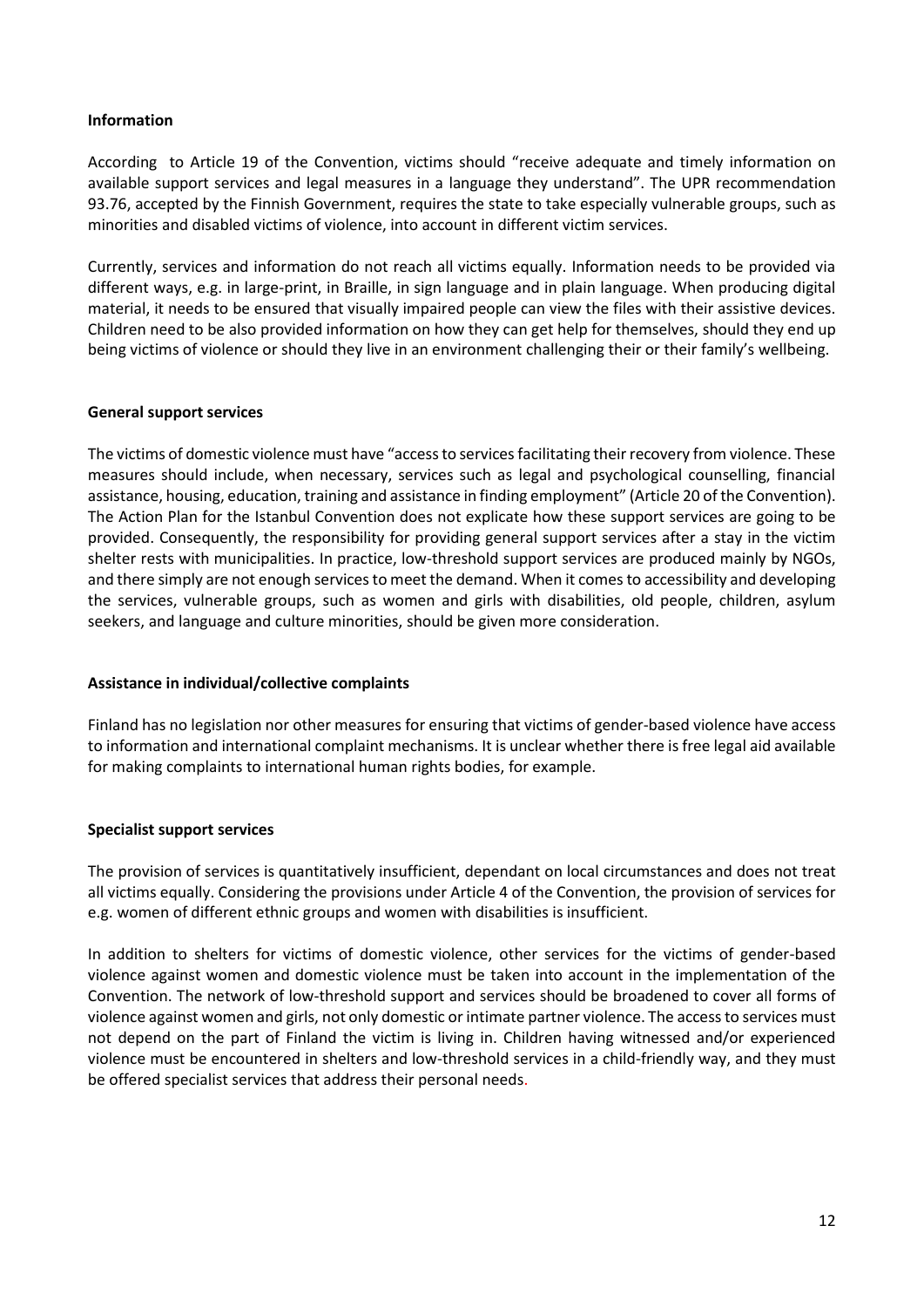**Information**

According to Article 19 of the Convention, victims should "receive adequate and timely information on available support services and legal measures in a language they understand". The UPR recommendation 93.76, accepted by the Finnish Government, requires the state to take especially vulnerable groups, such as minorities and disabled victims of violence, into account in different victim services.

Currently, services and information do not reach all victims equally. Information needs to be provided via different ways, e.g. in large-print, in Braille, in sign language and in plain language. When producing digital material, it needs to be ensured that visually impaired people can view the files with their assistive devices. Children need to be also provided information on how they can get help for themselves, should they end up being victims of violence or should they live in an environment challenging their or their family's wellbeing.

**General support services**

The victims of domestic violence must have "access to services facilitating their recovery from violence. These measures should include, when necessary, services such as legal and psychological counselling, financial assistance, housing, education, training and assistance in finding employment" (Article 20 of the Convention). The Action Plan for the Istanbul Convention does not explicate how these support services are going to be provided. Consequently, the responsibility for providing general support services after a stay in the victim shelter rests with municipalities. In practice, low-threshold support services are produced mainly by NGOs, and there simply are not enough services to meet the demand. When it comes to accessibility and developing the services, vulnerable groups, such as women and girls with disabilities, old people, children, asylum seekers, and language and culture minorities, should be given more consideration.

**Assistance in individual/collective complaints**

Finland has no legislation nor other measures for ensuring that victims of gender-based violence have access to information and international complaint mechanisms. It is unclear whether there is free legal aid available for making complaints to international human rights bodies, for example.

**Specialist support services**

The provision of services is quantitatively insufficient, dependant on local circumstances and does not treat all victims equally. Considering the provisions under Article 4 of the Convention, the provision of services for e.g. women of different ethnic groups and women with disabilities is insufficient.

In addition to shelters for victims of domestic violence, other services for the victims of gender-based violence against women and domestic violence must be taken into account in the implementation of the Convention. The network of low-threshold support and services should be broadened to cover all forms of violence against women and girls, not only domestic or intimate partner violence. The access to services must not depend on the part of Finland the victim is living in. Children having witnessed and/or experienced violence must be encountered in shelters and low-threshold services in a child-friendly way, and they must be offered specialist services that address their personal needs.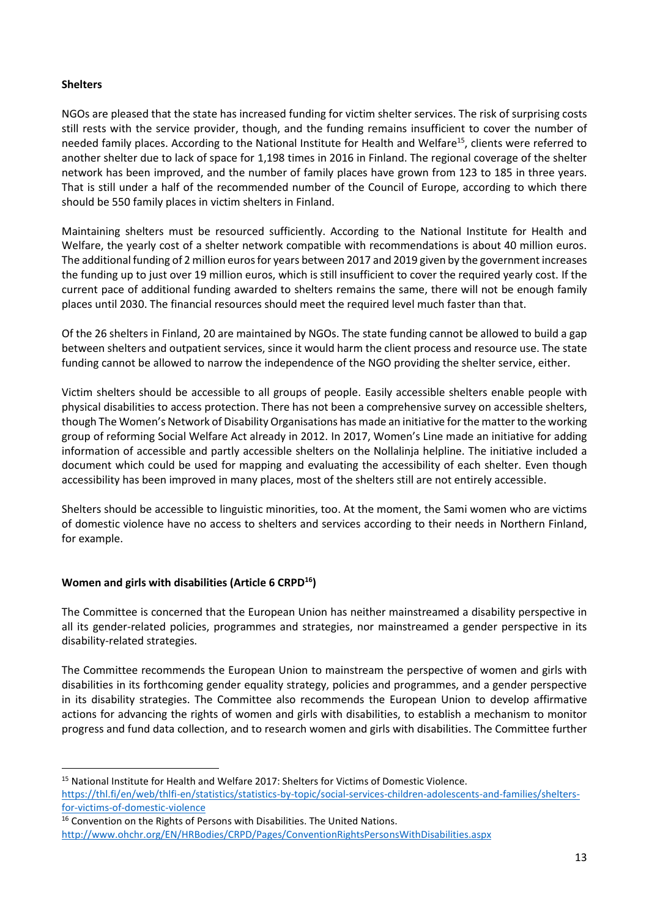**Shelters**

NGOs are pleased that the state has increased funding for victim shelter services. The risk of surprising costs still rests with the service provider, though, and the funding remains insufficient to cover the number of needed family places. According to the National Institute for Health and Welfare[15], clients were referred to another shelter due to lack of space for 1,198 times in 2016 in Finland. The regional coverage of the shelter network has been improved, and the number of family places have grown from 123 to 185 in three years. That is still under a half of the recommended number of the Council of Europe, according to which there should be 550 family places in victim shelters in Finland.

Maintaining shelters must be resourced sufficiently. According to the National Institute for Health and Welfare, the yearly cost of a shelter network compatible with recommendations is about 40 million euros. The additional funding of 2 million euros for years between 2017 and 2019 given by the government increases the funding up to just over 19 million euros, which is still insufficient to cover the required yearly cost. If the current pace of additional funding awarded to shelters remains the same, there will not be enough family places until 2030. The financial resources should meet the required level much faster than that.

Of the 26 shelters in Finland, 20 are maintained by NGOs. The state funding cannot be allowed to build a gap between shelters and outpatient services, since it would harm the client process and resource use. The state funding cannot be allowed to narrow the independence of the NGO providing the shelter service, either.

Victim shelters should be accessible to all groups of people. Easily accessible shelters enable people with physical disabilities to access protection. There has not been a comprehensive survey on accessible shelters, though The Women's Network of Disability Organisations has made an initiative for the matter to the working group of reforming Social Welfare Act already in 2012. In 2017, Women's Line made an initiative for adding information of accessible and partly accessible shelters on the Nollalinja helpline. The initiative included a document which could be used for mapping and evaluating the accessibility of each shelter. Even though accessibility has been improved in many places, most of the shelters still are not entirely accessible.

Shelters should be accessible to linguistic minorities, too. At the moment, the Sami women who are victims of domestic violence have no access to shelters and services according to their needs in Northern Finland, for example.

**Women and girls with disabilities (Article 6 CRPD[16])**

The Committee is concerned that the European Union has neither mainstreamed a disability perspective in all its gender-related policies, programmes and strategies, nor mainstreamed a gender perspective in its disability-related strategies.

The Committee recommends the European Union to mainstream the perspective of women and girls with disabilities in its forthcoming gender equality strategy, policies and programmes, and a gender perspective in its disability strategies. The Committee also recommends the European Union to develop affirmative actions for advancing the rights of women and girls with disabilities, to establish a mechanism to monitor progress and fund data collection, and to research women and girls with disabilities. The Committee further

---

[15] National Institute for Health and Welfare 2017: Shelters for Victims of Domestic Violence. https://thl.fi/en/web/thlfi-en/statistics/statistics-by-topic/social-services-children-adolescents-and-families/shelters-for-victims-of-domestic-violence

[16] Convention on the Rights of Persons with Disabilities. The United Nations. http://www.ohchr.org/EN/HRBodies/CRPD/Pages/ConventionRightsPersonsWithDisabilities.aspx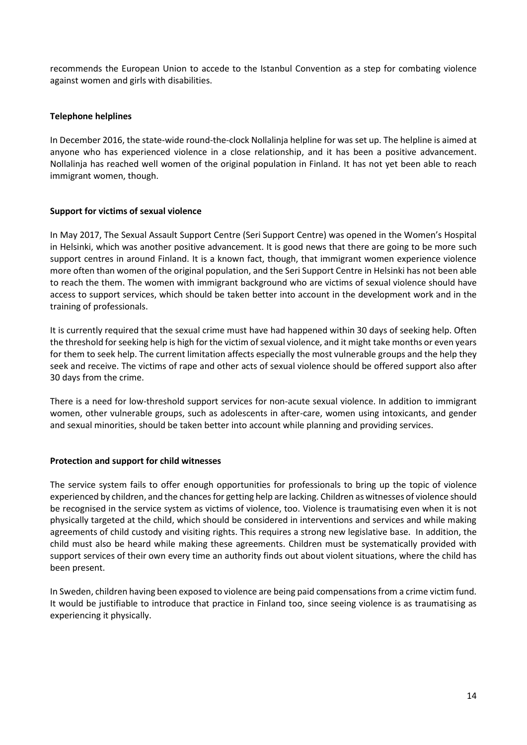recommends the European Union to accede to the Istanbul Convention as a step for combating violence against women and girls with disabilities.

**Telephone helplines**

In December 2016, the state-wide round-the-clock Nollalinja helpline for was set up. The helpline is aimed at anyone who has experienced violence in a close relationship, and it has been a positive advancement. Nollalinja has reached well women of the original population in Finland. It has not yet been able to reach immigrant women, though.

**Support for victims of sexual violence**

In May 2017, The Sexual Assault Support Centre (Seri Support Centre) was opened in the Women's Hospital in Helsinki, which was another positive advancement. It is good news that there are going to be more such support centres in around Finland. It is a known fact, though, that immigrant women experience violence more often than women of the original population, and the Seri Support Centre in Helsinki has not been able to reach the them. The women with immigrant background who are victims of sexual violence should have access to support services, which should be taken better into account in the development work and in the training of professionals.

It is currently required that the sexual crime must have had happened within 30 days of seeking help. Often the threshold for seeking help is high for the victim of sexual violence, and it might take months or even years for them to seek help. The current limitation affects especially the most vulnerable groups and the help they seek and receive. The victims of rape and other acts of sexual violence should be offered support also after 30 days from the crime.

There is a need for low-threshold support services for non-acute sexual violence. In addition to immigrant women, other vulnerable groups, such as adolescents in after-care, women using intoxicants, and gender and sexual minorities, should be taken better into account while planning and providing services.

**Protection and support for child witnesses**

The service system fails to offer enough opportunities for professionals to bring up the topic of violence experienced by children, and the chances for getting help are lacking. Children as witnesses of violence should be recognised in the service system as victims of violence, too. Violence is traumatising even when it is not physically targeted at the child, which should be considered in interventions and services and while making agreements of child custody and visiting rights. This requires a strong new legislative base. In addition, the child must also be heard while making these agreements. Children must be systematically provided with support services of their own every time an authority finds out about violent situations, where the child has been present.

In Sweden, children having been exposed to violence are being paid compensations from a crime victim fund. It would be justifiable to introduce that practice in Finland too, since seeing violence is as traumatising as experiencing it physically.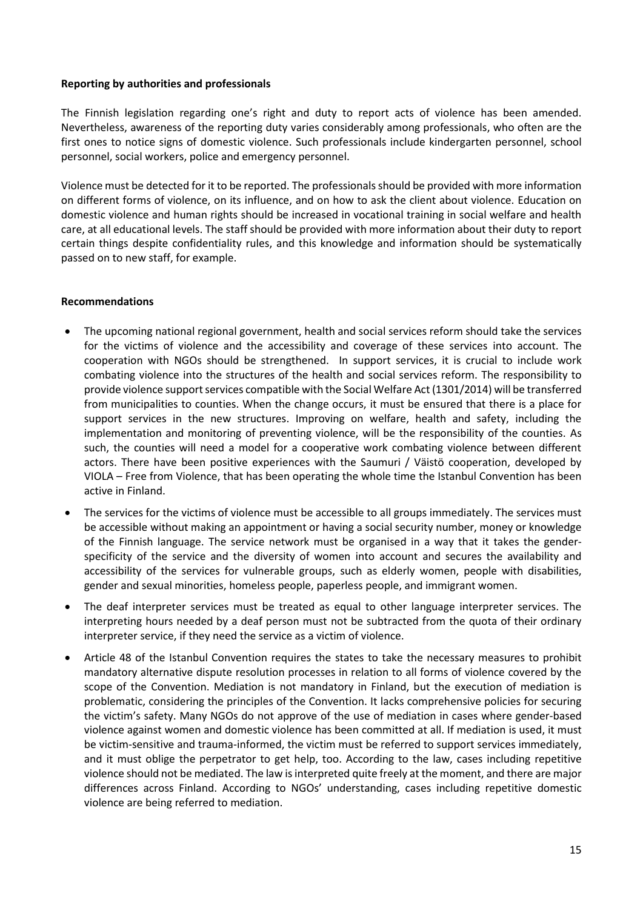**Reporting by authorities and professionals**

The Finnish legislation regarding one's right and duty to report acts of violence has been amended. Nevertheless, awareness of the reporting duty varies considerably among professionals, who often are the first ones to notice signs of domestic violence. Such professionals include kindergarten personnel, school personnel, social workers, police and emergency personnel.

Violence must be detected for it to be reported. The professionals should be provided with more information on different forms of violence, on its influence, and on how to ask the client about violence. Education on domestic violence and human rights should be increased in vocational training in social welfare and health care, at all educational levels. The staff should be provided with more information about their duty to report certain things despite confidentiality rules, and this knowledge and information should be systematically passed on to new staff, for example.

**Recommendations**

- The upcoming national regional government, health and social services reform should take the services for the victims of violence and the accessibility and coverage of these services into account. The cooperation with NGOs should be strengthened. In support services, it is crucial to include work combating violence into the structures of the health and social services reform. The responsibility to provide violence support services compatible with the Social Welfare Act (1301/2014) will be transferred from municipalities to counties. When the change occurs, it must be ensured that there is a place for support services in the new structures. Improving on welfare, health and safety, including the implementation and monitoring of preventing violence, will be the responsibility of the counties. As such, the counties will need a model for a cooperative work combating violence between different actors. There have been positive experiences with the Saumuri / Väistö cooperation, developed by VIOLA – Free from Violence, that has been operating the whole time the Istanbul Convention has been active in Finland.
- The services for the victims of violence must be accessible to all groups immediately. The services must be accessible without making an appointment or having a social security number, money or knowledge of the Finnish language. The service network must be organised in a way that it takes the gender-specificity of the service and the diversity of women into account and secures the availability and accessibility of the services for vulnerable groups, such as elderly women, people with disabilities, gender and sexual minorities, homeless people, paperless people, and immigrant women.
- The deaf interpreter services must be treated as equal to other language interpreter services. The interpreting hours needed by a deaf person must not be subtracted from the quota of their ordinary interpreter service, if they need the service as a victim of violence.
- Article 48 of the Istanbul Convention requires the states to take the necessary measures to prohibit mandatory alternative dispute resolution processes in relation to all forms of violence covered by the scope of the Convention. Mediation is not mandatory in Finland, but the execution of mediation is problematic, considering the principles of the Convention. It lacks comprehensive policies for securing the victim's safety. Many NGOs do not approve of the use of mediation in cases where gender-based violence against women and domestic violence has been committed at all. If mediation is used, it must be victim-sensitive and trauma-informed, the victim must be referred to support services immediately, and it must oblige the perpetrator to get help, too. According to the law, cases including repetitive violence should not be mediated. The law is interpreted quite freely at the moment, and there are major differences across Finland. According to NGOs' understanding, cases including repetitive domestic violence are being referred to mediation.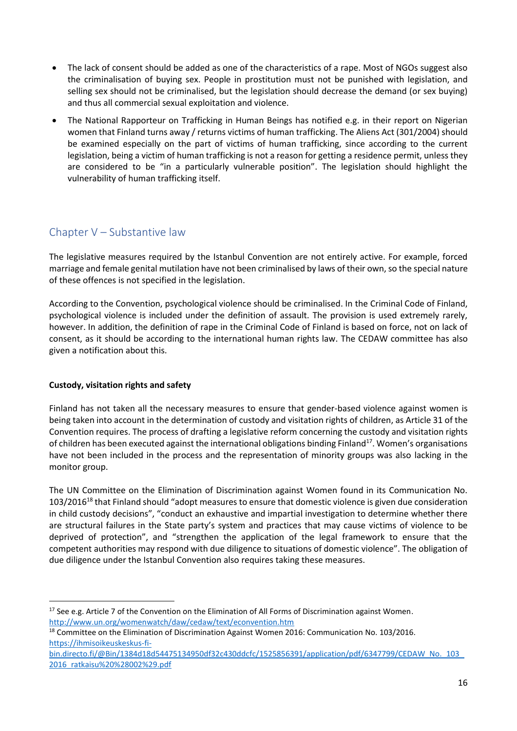- The lack of consent should be added as one of the characteristics of a rape. Most of NGOs suggest also the criminalisation of buying sex. People in prostitution must not be punished with legislation, and selling sex should not be criminalised, but the legislation should decrease the demand (or sex buying) and thus all commercial sexual exploitation and violence.
- The National Rapporteur on Trafficking in Human Beings has notified e.g. in their report on Nigerian women that Finland turns away / returns victims of human trafficking. The Aliens Act (301/2004) should be examined especially on the part of victims of human trafficking, since according to the current legislation, being a victim of human trafficking is not a reason for getting a residence permit, unless they are considered to be "in a particularly vulnerable position". The legislation should highlight the vulnerability of human trafficking itself.

## Chapter V – Substantive law

The legislative measures required by the Istanbul Convention are not entirely active. For example, forced marriage and female genital mutilation have not been criminalised by laws of their own, so the special nature of these offences is not specified in the legislation.

According to the Convention, psychological violence should be criminalised. In the Criminal Code of Finland, psychological violence is included under the definition of assault. The provision is used extremely rarely, however. In addition, the definition of rape in the Criminal Code of Finland is based on force, not on lack of consent, as it should be according to the international human rights law. The CEDAW committee has also given a notification about this.

**Custody, visitation rights and safety**

Finland has not taken all the necessary measures to ensure that gender-based violence against women is being taken into account in the determination of custody and visitation rights of children, as Article 31 of the Convention requires. The process of drafting a legislative reform concerning the custody and visitation rights of children has been executed against the international obligations binding Finland[17]. Women's organisations have not been included in the process and the representation of minority groups was also lacking in the monitor group.

The UN Committee on the Elimination of Discrimination against Women found in its Communication No. 103/2016[18] that Finland should "adopt measures to ensure that domestic violence is given due consideration in child custody decisions", "conduct an exhaustive and impartial investigation to determine whether there are structural failures in the State party's system and practices that may cause victims of violence to be deprived of protection", and "strengthen the application of the legal framework to ensure that the competent authorities may respond with due diligence to situations of domestic violence". The obligation of due diligence under the Istanbul Convention also requires taking these measures.

---

[17] See e.g. Article 7 of the Convention on the Elimination of All Forms of Discrimination against Women. http://www.un.org/womenwatch/daw/cedaw/text/econvention.htm

[18] Committee on the Elimination of Discrimination Against Women 2016: Communication No. 103/2016. https://ihmisoikeuskeskus-fi-bin.directo.fi/@Bin/1384d18d54475134950df32c430ddcfc/1525856391/application/pdf/6347799/CEDAW_No._103_2016_ratkaisu%20%28002%29.pdf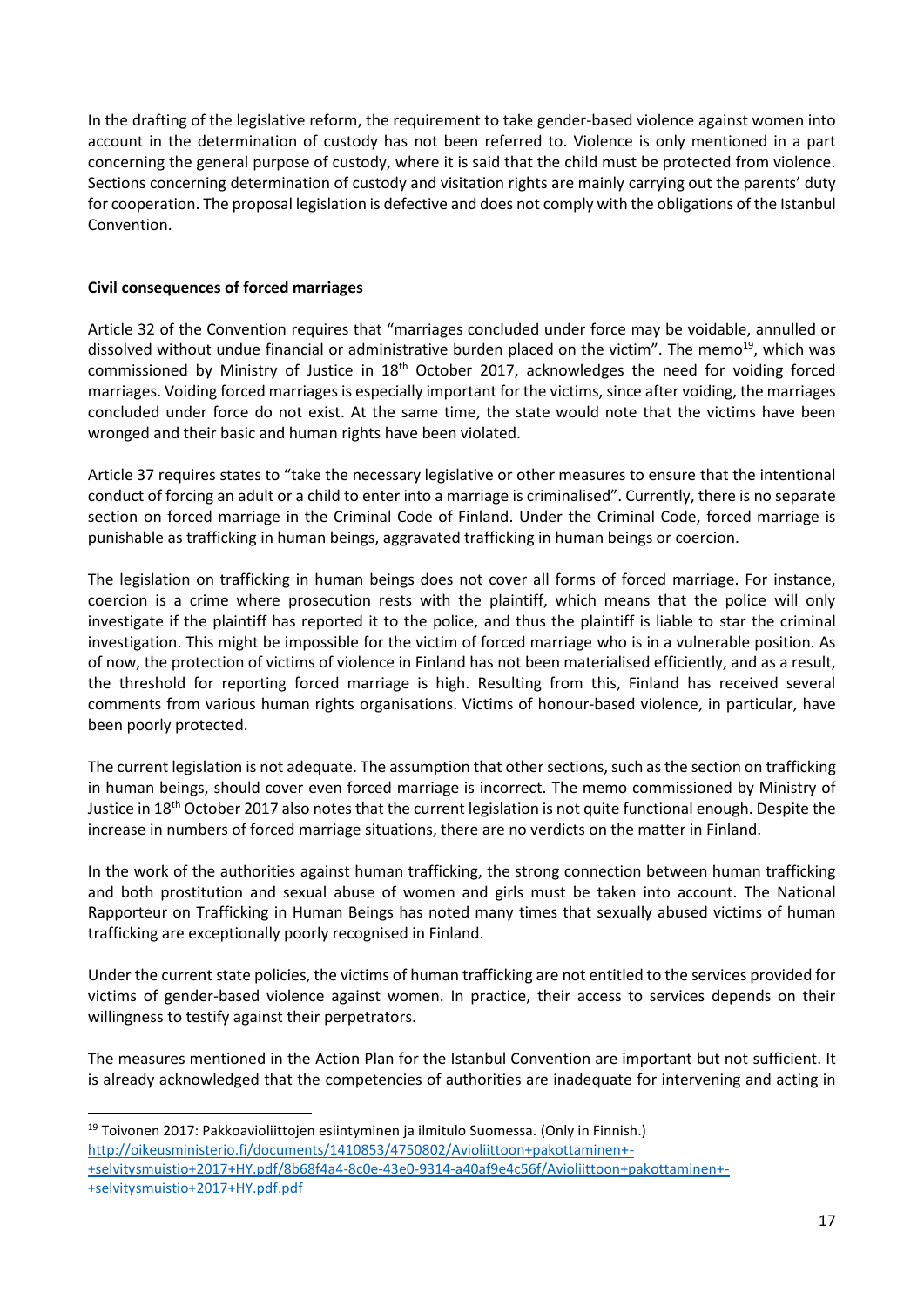In the drafting of the legislative reform, the requirement to take gender-based violence against women into account in the determination of custody has not been referred to. Violence is only mentioned in a part concerning the general purpose of custody, where it is said that the child must be protected from violence. Sections concerning determination of custody and visitation rights are mainly carrying out the parents' duty for cooperation. The proposal legislation is defective and does not comply with the obligations of the Istanbul Convention.

**Civil consequences of forced marriages**

Article 32 of the Convention requires that "marriages concluded under force may be voidable, annulled or dissolved without undue financial or administrative burden placed on the victim". The memo[19], which was commissioned by Ministry of Justice in 18th October 2017, acknowledges the need for voiding forced marriages. Voiding forced marriages is especially important for the victims, since after voiding, the marriages concluded under force do not exist. At the same time, the state would note that the victims have been wronged and their basic and human rights have been violated.

Article 37 requires states to "take the necessary legislative or other measures to ensure that the intentional conduct of forcing an adult or a child to enter into a marriage is criminalised". Currently, there is no separate section on forced marriage in the Criminal Code of Finland. Under the Criminal Code, forced marriage is punishable as trafficking in human beings, aggravated trafficking in human beings or coercion.

The legislation on trafficking in human beings does not cover all forms of forced marriage. For instance, coercion is a crime where prosecution rests with the plaintiff, which means that the police will only investigate if the plaintiff has reported it to the police, and thus the plaintiff is liable to star the criminal investigation. This might be impossible for the victim of forced marriage who is in a vulnerable position. As of now, the protection of victims of violence in Finland has not been materialised efficiently, and as a result, the threshold for reporting forced marriage is high. Resulting from this, Finland has received several comments from various human rights organisations. Victims of honour-based violence, in particular, have been poorly protected.

The current legislation is not adequate. The assumption that other sections, such as the section on trafficking in human beings, should cover even forced marriage is incorrect. The memo commissioned by Ministry of Justice in 18th October 2017 also notes that the current legislation is not quite functional enough. Despite the increase in numbers of forced marriage situations, there are no verdicts on the matter in Finland.

In the work of the authorities against human trafficking, the strong connection between human trafficking and both prostitution and sexual abuse of women and girls must be taken into account. The National Rapporteur on Trafficking in Human Beings has noted many times that sexually abused victims of human trafficking are exceptionally poorly recognised in Finland.

Under the current state policies, the victims of human trafficking are not entitled to the services provided for victims of gender-based violence against women. In practice, their access to services depends on their willingness to testify against their perpetrators.

The measures mentioned in the Action Plan for the Istanbul Convention are important but not sufficient. It is already acknowledged that the competencies of authorities are inadequate for intervening and acting in

---

[19] Toivonen 2017: Pakkoavioliittojen esiintyminen ja ilmitulo Suomessa. (Only in Finnish.) http://oikeusministerio.fi/documents/1410853/4750802/Avioliittoon+pakottaminen+-+selvitysmuistio+2017+HY.pdf/8b68f4a4-8c0e-43e0-9314-a40af9e4c56f/Avioliittoon+pakottaminen+-+selvitysmuistio+2017+HY.pdf.pdf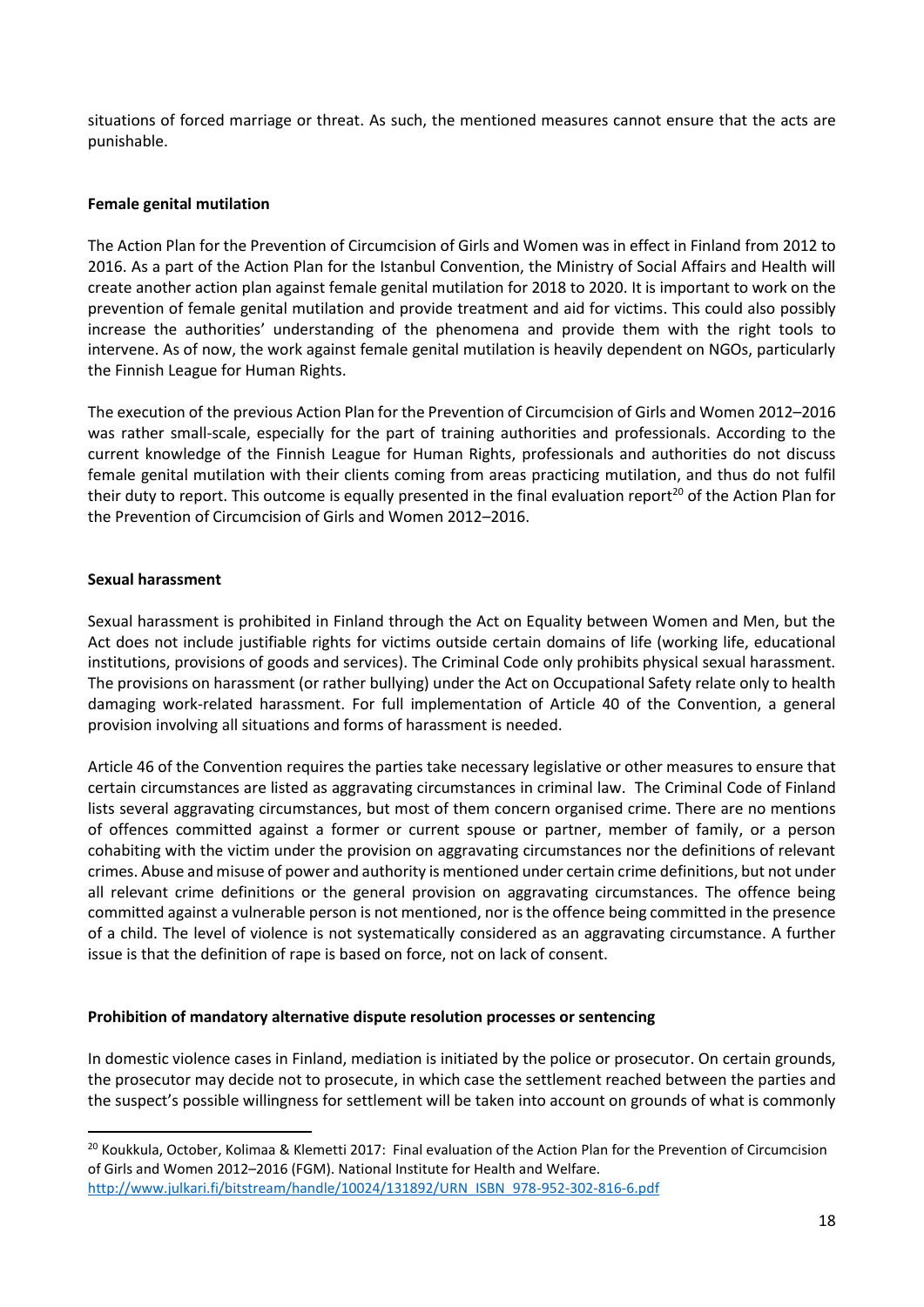situations of forced marriage or threat. As such, the mentioned measures cannot ensure that the acts are punishable.

**Female genital mutilation**

The Action Plan for the Prevention of Circumcision of Girls and Women was in effect in Finland from 2012 to 2016. As a part of the Action Plan for the Istanbul Convention, the Ministry of Social Affairs and Health will create another action plan against female genital mutilation for 2018 to 2020. It is important to work on the prevention of female genital mutilation and provide treatment and aid for victims. This could also possibly increase the authorities' understanding of the phenomena and provide them with the right tools to intervene. As of now, the work against female genital mutilation is heavily dependent on NGOs, particularly the Finnish League for Human Rights.

The execution of the previous Action Plan for the Prevention of Circumcision of Girls and Women 2012–2016 was rather small-scale, especially for the part of training authorities and professionals. According to the current knowledge of the Finnish League for Human Rights, professionals and authorities do not discuss female genital mutilation with their clients coming from areas practicing mutilation, and thus do not fulfil their duty to report. This outcome is equally presented in the final evaluation report[20] of the Action Plan for the Prevention of Circumcision of Girls and Women 2012–2016.

**Sexual harassment**

Sexual harassment is prohibited in Finland through the Act on Equality between Women and Men, but the Act does not include justifiable rights for victims outside certain domains of life (working life, educational institutions, provisions of goods and services). The Criminal Code only prohibits physical sexual harassment. The provisions on harassment (or rather bullying) under the Act on Occupational Safety relate only to health damaging work-related harassment. For full implementation of Article 40 of the Convention, a general provision involving all situations and forms of harassment is needed.

Article 46 of the Convention requires the parties take necessary legislative or other measures to ensure that certain circumstances are listed as aggravating circumstances in criminal law. The Criminal Code of Finland lists several aggravating circumstances, but most of them concern organised crime. There are no mentions of offences committed against a former or current spouse or partner, member of family, or a person cohabiting with the victim under the provision on aggravating circumstances nor the definitions of relevant crimes. Abuse and misuse of power and authority is mentioned under certain crime definitions, but not under all relevant crime definitions or the general provision on aggravating circumstances. The offence being committed against a vulnerable person is not mentioned, nor is the offence being committed in the presence of a child. The level of violence is not systematically considered as an aggravating circumstance. A further issue is that the definition of rape is based on force, not on lack of consent.

**Prohibition of mandatory alternative dispute resolution processes or sentencing**

In domestic violence cases in Finland, mediation is initiated by the police or prosecutor. On certain grounds, the prosecutor may decide not to prosecute, in which case the settlement reached between the parties and the suspect's possible willingness for settlement will be taken into account on grounds of what is commonly

---

[20] Koukkula, October, Kolimaa & Klemetti 2017: Final evaluation of the Action Plan for the Prevention of Circumcision of Girls and Women 2012–2016 (FGM). National Institute for Health and Welfare. http://www.julkari.fi/bitstream/handle/10024/131892/URN_ISBN_978-952-302-816-6.pdf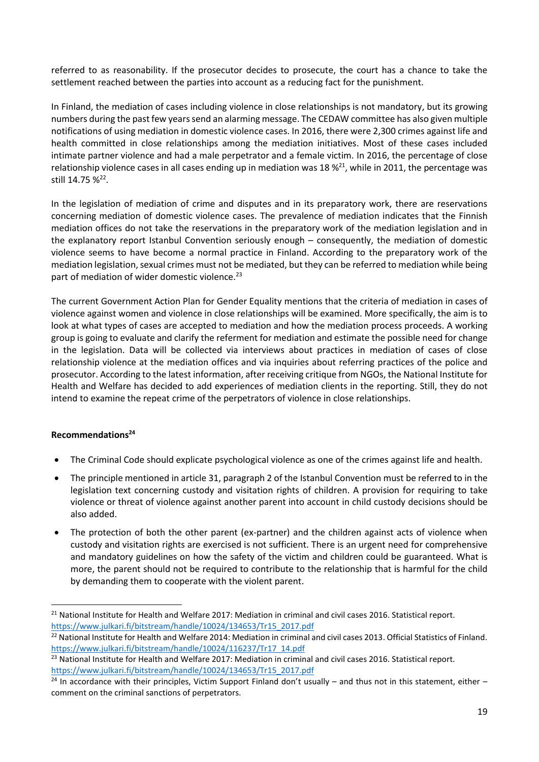referred to as reasonability. If the prosecutor decides to prosecute, the court has a chance to take the settlement reached between the parties into account as a reducing fact for the punishment.

In Finland, the mediation of cases including violence in close relationships is not mandatory, but its growing numbers during the past few years send an alarming message. The CEDAW committee has also given multiple notifications of using mediation in domestic violence cases. In 2016, there were 2,300 crimes against life and health committed in close relationships among the mediation initiatives. Most of these cases included intimate partner violence and had a male perpetrator and a female victim. In 2016, the percentage of close relationship violence cases in all cases ending up in mediation was 18 %[21], while in 2011, the percentage was still 14.75 %[22].

In the legislation of mediation of crime and disputes and in its preparatory work, there are reservations concerning mediation of domestic violence cases. The prevalence of mediation indicates that the Finnish mediation offices do not take the reservations in the preparatory work of the mediation legislation and in the explanatory report Istanbul Convention seriously enough – consequently, the mediation of domestic violence seems to have become a normal practice in Finland. According to the preparatory work of the mediation legislation, sexual crimes must not be mediated, but they can be referred to mediation while being part of mediation of wider domestic violence.[23]

The current Government Action Plan for Gender Equality mentions that the criteria of mediation in cases of violence against women and violence in close relationships will be examined. More specifically, the aim is to look at what types of cases are accepted to mediation and how the mediation process proceeds. A working group is going to evaluate and clarify the referment for mediation and estimate the possible need for change in the legislation. Data will be collected via interviews about practices in mediation of cases of close relationship violence at the mediation offices and via inquiries about referring practices of the police and prosecutor. According to the latest information, after receiving critique from NGOs, the National Institute for Health and Welfare has decided to add experiences of mediation clients in the reporting. Still, they do not intend to examine the repeat crime of the perpetrators of violence in close relationships.

**Recommendations[24]**

- The Criminal Code should explicate psychological violence as one of the crimes against life and health.
- The principle mentioned in article 31, paragraph 2 of the Istanbul Convention must be referred to in the legislation text concerning custody and visitation rights of children. A provision for requiring to take violence or threat of violence against another parent into account in child custody decisions should be also added.
- The protection of both the other parent (ex-partner) and the children against acts of violence when custody and visitation rights are exercised is not sufficient. There is an urgent need for comprehensive and mandatory guidelines on how the safety of the victim and children could be guaranteed. What is more, the parent should not be required to contribute to the relationship that is harmful for the child by demanding them to cooperate with the violent parent.

---

[21] National Institute for Health and Welfare 2017: Mediation in criminal and civil cases 2016. Statistical report. https://www.julkari.fi/bitstream/handle/10024/134653/Tr15_2017.pdf

[22] National Institute for Health and Welfare 2014: Mediation in criminal and civil cases 2013. Official Statistics of Finland. https://www.julkari.fi/bitstream/handle/10024/116237/Tr17_14.pdf

[23] National Institute for Health and Welfare 2017: Mediation in criminal and civil cases 2016. Statistical report. https://www.julkari.fi/bitstream/handle/10024/134653/Tr15_2017.pdf

[24] In accordance with their principles, Victim Support Finland don't usually – and thus not in this statement, either – comment on the criminal sanctions of perpetrators.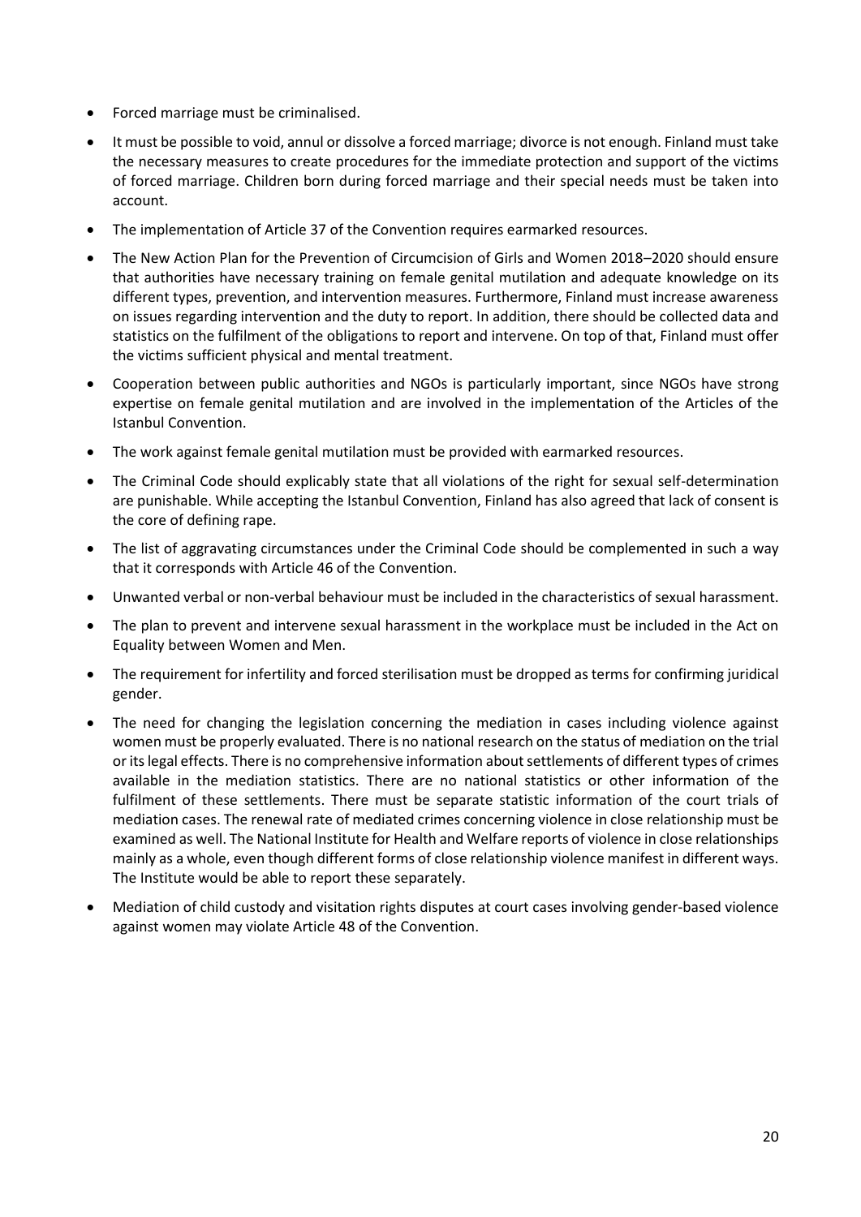- Forced marriage must be criminalised.
- It must be possible to void, annul or dissolve a forced marriage; divorce is not enough. Finland must take the necessary measures to create procedures for the immediate protection and support of the victims of forced marriage. Children born during forced marriage and their special needs must be taken into account.
- The implementation of Article 37 of the Convention requires earmarked resources.
- The New Action Plan for the Prevention of Circumcision of Girls and Women 2018–2020 should ensure that authorities have necessary training on female genital mutilation and adequate knowledge on its different types, prevention, and intervention measures. Furthermore, Finland must increase awareness on issues regarding intervention and the duty to report. In addition, there should be collected data and statistics on the fulfilment of the obligations to report and intervene. On top of that, Finland must offer the victims sufficient physical and mental treatment.
- Cooperation between public authorities and NGOs is particularly important, since NGOs have strong expertise on female genital mutilation and are involved in the implementation of the Articles of the Istanbul Convention.
- The work against female genital mutilation must be provided with earmarked resources.
- The Criminal Code should explicably state that all violations of the right for sexual self-determination are punishable. While accepting the Istanbul Convention, Finland has also agreed that lack of consent is the core of defining rape.
- The list of aggravating circumstances under the Criminal Code should be complemented in such a way that it corresponds with Article 46 of the Convention.
- Unwanted verbal or non-verbal behaviour must be included in the characteristics of sexual harassment.
- The plan to prevent and intervene sexual harassment in the workplace must be included in the Act on Equality between Women and Men.
- The requirement for infertility and forced sterilisation must be dropped as terms for confirming juridical gender.
- The need for changing the legislation concerning the mediation in cases including violence against women must be properly evaluated. There is no national research on the status of mediation on the trial or its legal effects. There is no comprehensive information about settlements of different types of crimes available in the mediation statistics. There are no national statistics or other information of the fulfilment of these settlements. There must be separate statistic information of the court trials of mediation cases. The renewal rate of mediated crimes concerning violence in close relationship must be examined as well. The National Institute for Health and Welfare reports of violence in close relationships mainly as a whole, even though different forms of close relationship violence manifest in different ways. The Institute would be able to report these separately.
- Mediation of child custody and visitation rights disputes at court cases involving gender-based violence against women may violate Article 48 of the Convention.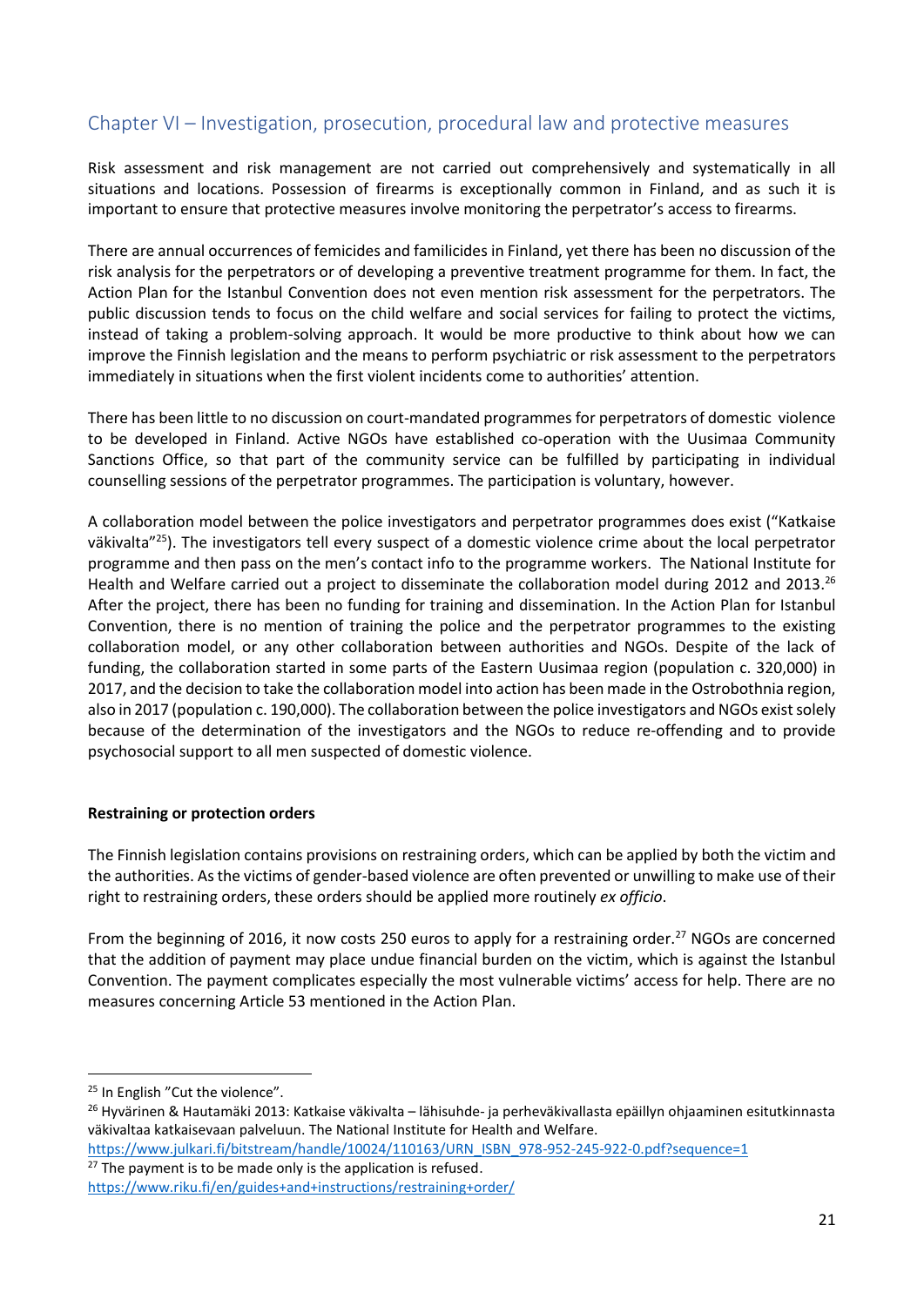## Chapter VI – Investigation, prosecution, procedural law and protective measures

Risk assessment and risk management are not carried out comprehensively and systematically in all situations and locations. Possession of firearms is exceptionally common in Finland, and as such it is important to ensure that protective measures involve monitoring the perpetrator's access to firearms.

There are annual occurrences of femicides and familicides in Finland, yet there has been no discussion of the risk analysis for the perpetrators or of developing a preventive treatment programme for them. In fact, the Action Plan for the Istanbul Convention does not even mention risk assessment for the perpetrators. The public discussion tends to focus on the child welfare and social services for failing to protect the victims, instead of taking a problem-solving approach. It would be more productive to think about how we can improve the Finnish legislation and the means to perform psychiatric or risk assessment to the perpetrators immediately in situations when the first violent incidents come to authorities' attention.

There has been little to no discussion on court-mandated programmes for perpetrators of domestic violence to be developed in Finland. Active NGOs have established co-operation with the Uusimaa Community Sanctions Office, so that part of the community service can be fulfilled by participating in individual counselling sessions of the perpetrator programmes. The participation is voluntary, however.

A collaboration model between the police investigators and perpetrator programmes does exist ("Katkaise väkivalta"[25]). The investigators tell every suspect of a domestic violence crime about the local perpetrator programme and then pass on the men's contact info to the programme workers. The National Institute for Health and Welfare carried out a project to disseminate the collaboration model during 2012 and 2013.[26] After the project, there has been no funding for training and dissemination. In the Action Plan for Istanbul Convention, there is no mention of training the police and the perpetrator programmes to the existing collaboration model, or any other collaboration between authorities and NGOs. Despite of the lack of funding, the collaboration started in some parts of the Eastern Uusimaa region (population c. 320,000) in 2017, and the decision to take the collaboration model into action has been made in the Ostrobothnia region, also in 2017 (population c. 190,000). The collaboration between the police investigators and NGOs exist solely because of the determination of the investigators and the NGOs to reduce re-offending and to provide psychosocial support to all men suspected of domestic violence.

**Restraining or protection orders**

The Finnish legislation contains provisions on restraining orders, which can be applied by both the victim and the authorities. As the victims of gender-based violence are often prevented or unwilling to make use of their right to restraining orders, these orders should be applied more routinely *ex officio*.

From the beginning of 2016, it now costs 250 euros to apply for a restraining order.[27] NGOs are concerned that the addition of payment may place undue financial burden on the victim, which is against the Istanbul Convention. The payment complicates especially the most vulnerable victims' access for help. There are no measures concerning Article 53 mentioned in the Action Plan.

---

[25] In English "Cut the violence".

[26] Hyvärinen & Hautamäki 2013: Katkaise väkivalta – lähisuhde- ja perheväkivallasta epäillyn ohjaaminen esitutkinnasta väkivaltaa katkaisevaan palveluun. The National Institute for Health and Welfare. https://www.julkari.fi/bitstream/handle/10024/110163/URN_ISBN_978-952-245-922-0.pdf?sequence=1

[27] The payment is to be made only is the application is refused. https://www.riku.fi/en/guides+and+instructions/restraining+order/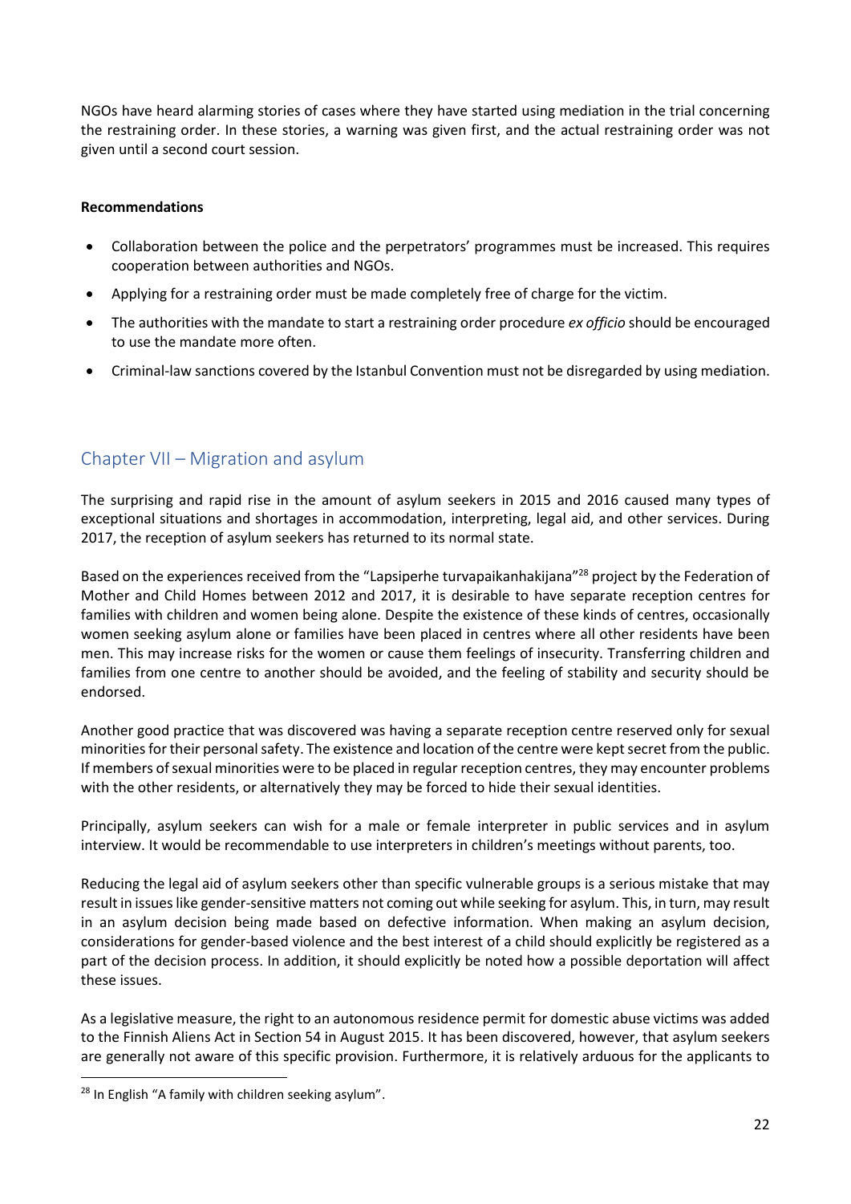NGOs have heard alarming stories of cases where they have started using mediation in the trial concerning the restraining order. In these stories, a warning was given first, and the actual restraining order was not given until a second court session.

**Recommendations**

- Collaboration between the police and the perpetrators' programmes must be increased. This requires cooperation between authorities and NGOs.
- Applying for a restraining order must be made completely free of charge for the victim.
- The authorities with the mandate to start a restraining order procedure *ex officio* should be encouraged to use the mandate more often.
- Criminal-law sanctions covered by the Istanbul Convention must not be disregarded by using mediation.

## Chapter VII – Migration and asylum

The surprising and rapid rise in the amount of asylum seekers in 2015 and 2016 caused many types of exceptional situations and shortages in accommodation, interpreting, legal aid, and other services. During 2017, the reception of asylum seekers has returned to its normal state.

Based on the experiences received from the "Lapsiperhe turvapaikanhakijana"[28] project by the Federation of Mother and Child Homes between 2012 and 2017, it is desirable to have separate reception centres for families with children and women being alone. Despite the existence of these kinds of centres, occasionally women seeking asylum alone or families have been placed in centres where all other residents have been men. This may increase risks for the women or cause them feelings of insecurity. Transferring children and families from one centre to another should be avoided, and the feeling of stability and security should be endorsed.

Another good practice that was discovered was having a separate reception centre reserved only for sexual minorities for their personal safety. The existence and location of the centre were kept secret from the public. If members of sexual minorities were to be placed in regular reception centres, they may encounter problems with the other residents, or alternatively they may be forced to hide their sexual identities.

Principally, asylum seekers can wish for a male or female interpreter in public services and in asylum interview. It would be recommendable to use interpreters in children's meetings without parents, too.

Reducing the legal aid of asylum seekers other than specific vulnerable groups is a serious mistake that may result in issues like gender-sensitive matters not coming out while seeking for asylum. This, in turn, may result in an asylum decision being made based on defective information. When making an asylum decision, considerations for gender-based violence and the best interest of a child should explicitly be registered as a part of the decision process. In addition, it should explicitly be noted how a possible deportation will affect these issues.

As a legislative measure, the right to an autonomous residence permit for domestic abuse victims was added to the Finnish Aliens Act in Section 54 in August 2015. It has been discovered, however, that asylum seekers are generally not aware of this specific provision. Furthermore, it is relatively arduous for the applicants to

[28] In English "A family with children seeking asylum".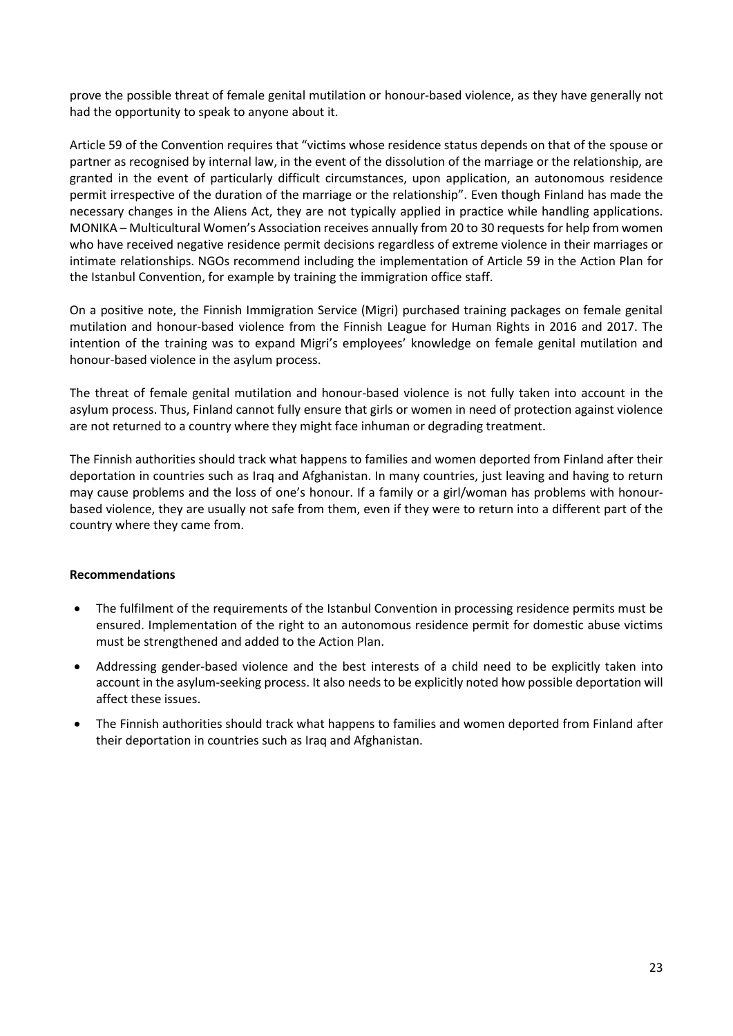prove the possible threat of female genital mutilation or honour-based violence, as they have generally not had the opportunity to speak to anyone about it.

Article 59 of the Convention requires that "victims whose residence status depends on that of the spouse or partner as recognised by internal law, in the event of the dissolution of the marriage or the relationship, are granted in the event of particularly difficult circumstances, upon application, an autonomous residence permit irrespective of the duration of the marriage or the relationship". Even though Finland has made the necessary changes in the Aliens Act, they are not typically applied in practice while handling applications. MONIKA – Multicultural Women's Association receives annually from 20 to 30 requests for help from women who have received negative residence permit decisions regardless of extreme violence in their marriages or intimate relationships. NGOs recommend including the implementation of Article 59 in the Action Plan for the Istanbul Convention, for example by training the immigration office staff.

On a positive note, the Finnish Immigration Service (Migri) purchased training packages on female genital mutilation and honour-based violence from the Finnish League for Human Rights in 2016 and 2017. The intention of the training was to expand Migri's employees' knowledge on female genital mutilation and honour-based violence in the asylum process.

The threat of female genital mutilation and honour-based violence is not fully taken into account in the asylum process. Thus, Finland cannot fully ensure that girls or women in need of protection against violence are not returned to a country where they might face inhuman or degrading treatment.

The Finnish authorities should track what happens to families and women deported from Finland after their deportation in countries such as Iraq and Afghanistan. In many countries, just leaving and having to return may cause problems and the loss of one's honour. If a family or a girl/woman has problems with honour-based violence, they are usually not safe from them, even if they were to return into a different part of the country where they came from.

**Recommendations**

- The fulfilment of the requirements of the Istanbul Convention in processing residence permits must be ensured. Implementation of the right to an autonomous residence permit for domestic abuse victims must be strengthened and added to the Action Plan.
- Addressing gender-based violence and the best interests of a child need to be explicitly taken into account in the asylum-seeking process. It also needs to be explicitly noted how possible deportation will affect these issues.
- The Finnish authorities should track what happens to families and women deported from Finland after their deportation in countries such as Iraq and Afghanistan.